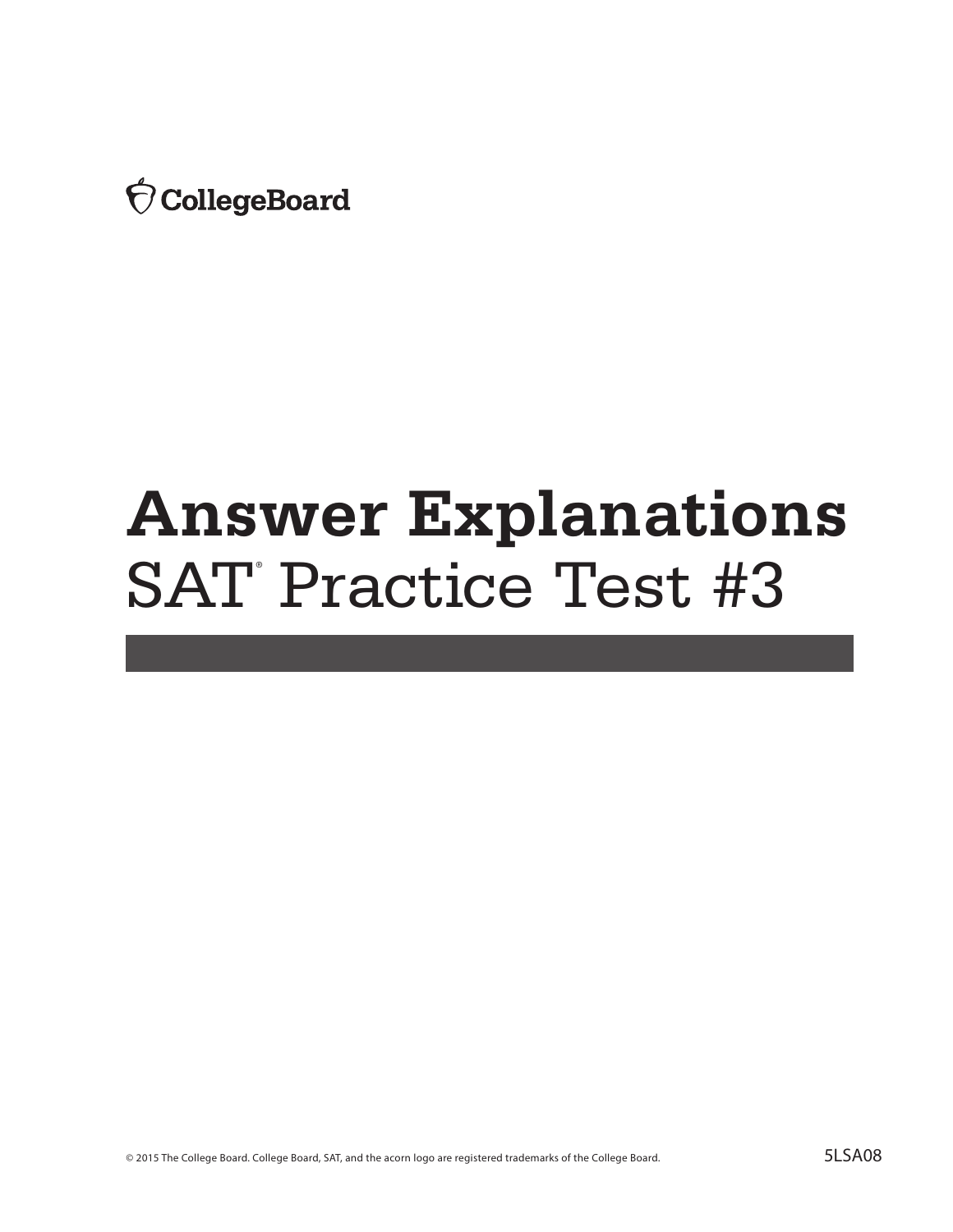CollegeBoard

# Answer Explanations

## SAT® Practice Test #3

© 2015 The College Board. College Board, SAT, and the acorn logo are registered trademarks of the College Board.

5LSA08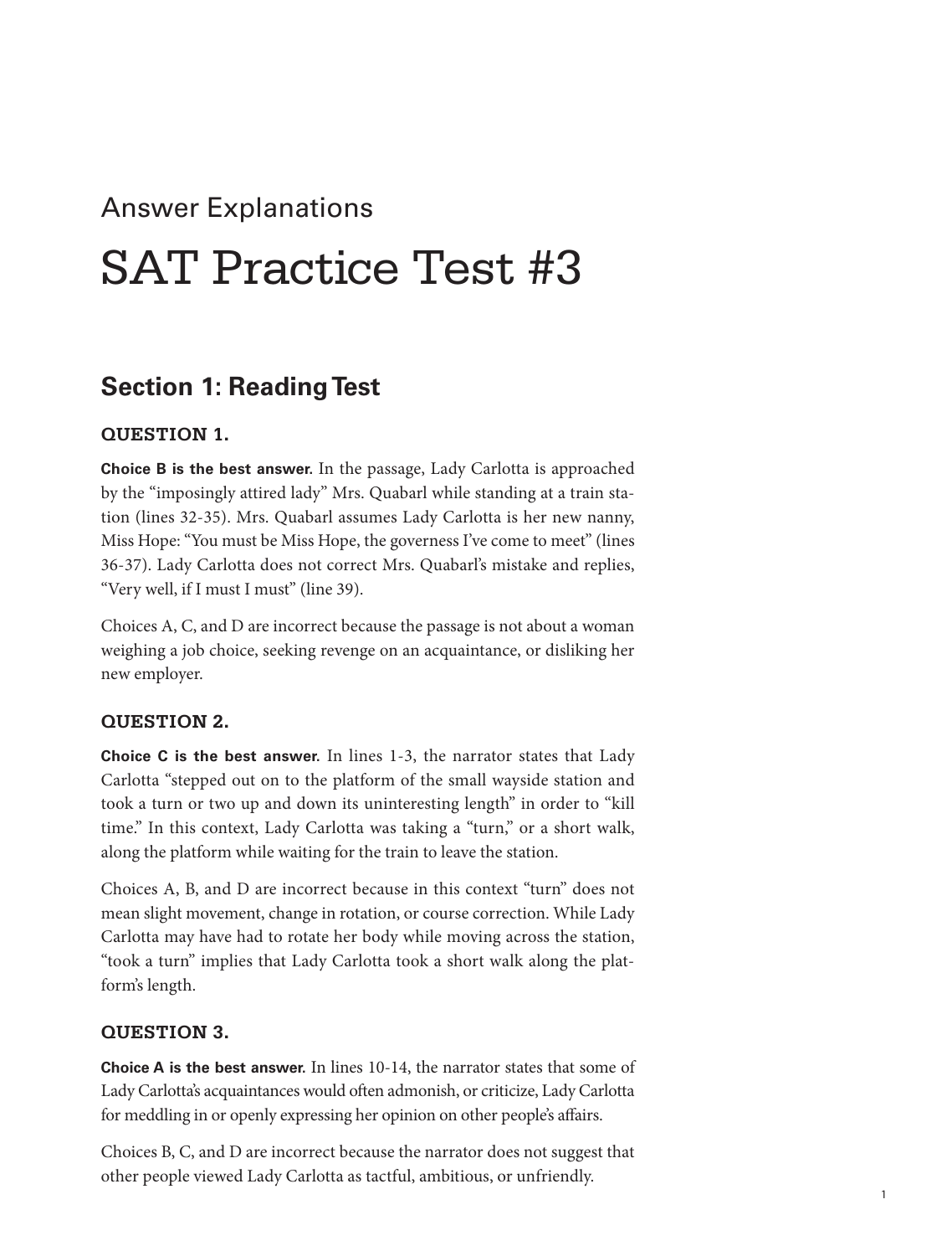Answer Explanations

# SAT Practice Test #3

## Section 1: Reading Test

### QUESTION 1.

**Choice B is the best answer.** In the passage, Lady Carlotta is approached by the "imposingly attired lady" Mrs. Quabarl while standing at a train station (lines 32-35). Mrs. Quabarl assumes Lady Carlotta is her new nanny, Miss Hope: "You must be Miss Hope, the governess I've come to meet" (lines 36-37). Lady Carlotta does not correct Mrs. Quabarl's mistake and replies, "Very well, if I must I must" (line 39).

Choices A, C, and D are incorrect because the passage is not about a woman weighing a job choice, seeking revenge on an acquaintance, or disliking her new employer.

### QUESTION 2.

**Choice C is the best answer.** In lines 1-3, the narrator states that Lady Carlotta "stepped out on to the platform of the small wayside station and took a turn or two up and down its uninteresting length" in order to "kill time." In this context, Lady Carlotta was taking a "turn," or a short walk, along the platform while waiting for the train to leave the station.

Choices A, B, and D are incorrect because in this context "turn" does not mean slight movement, change in rotation, or course correction. While Lady Carlotta may have had to rotate her body while moving across the station, "took a turn" implies that Lady Carlotta took a short walk along the platform's length.

### QUESTION 3.

**Choice A is the best answer.** In lines 10-14, the narrator states that some of Lady Carlotta's acquaintances would often admonish, or criticize, Lady Carlotta for meddling in or openly expressing her opinion on other people's affairs.

Choices B, C, and D are incorrect because the narrator does not suggest that other people viewed Lady Carlotta as tactful, ambitious, or unfriendly.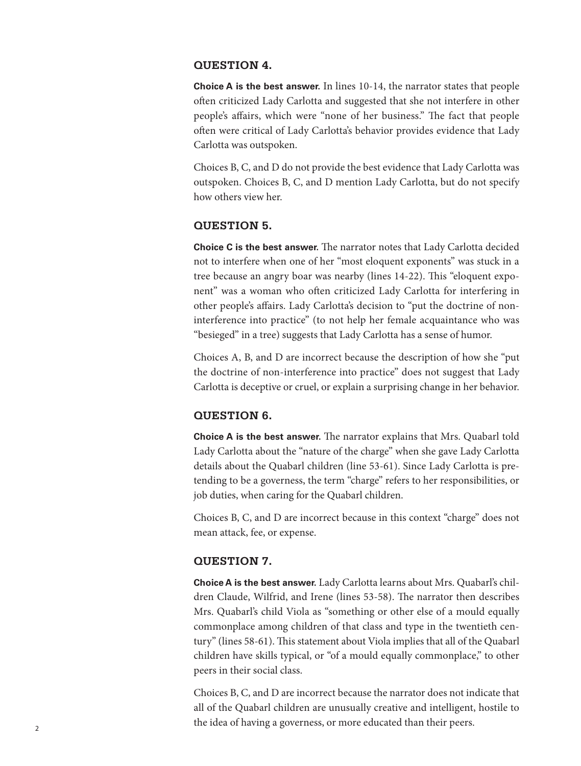### QUESTION 4.

**Choice A is the best answer.** In lines 10-14, the narrator states that people often criticized Lady Carlotta and suggested that she not interfere in other people's affairs, which were "none of her business." The fact that people often were critical of Lady Carlotta's behavior provides evidence that Lady Carlotta was outspoken.

Choices B, C, and D do not provide the best evidence that Lady Carlotta was outspoken. Choices B, C, and D mention Lady Carlotta, but do not specify how others view her.

### QUESTION 5.

**Choice C is the best answer.** The narrator notes that Lady Carlotta decided not to interfere when one of her "most eloquent exponents" was stuck in a tree because an angry boar was nearby (lines 14-22). This "eloquent exponent" was a woman who often criticized Lady Carlotta for interfering in other people's affairs. Lady Carlotta's decision to "put the doctrine of non-interference into practice" (to not help her female acquaintance who was "besieged" in a tree) suggests that Lady Carlotta has a sense of humor.

Choices A, B, and D are incorrect because the description of how she "put the doctrine of non-interference into practice" does not suggest that Lady Carlotta is deceptive or cruel, or explain a surprising change in her behavior.

### QUESTION 6.

**Choice A is the best answer.** The narrator explains that Mrs. Quabarl told Lady Carlotta about the "nature of the charge" when she gave Lady Carlotta details about the Quabarl children (line 53-61). Since Lady Carlotta is pretending to be a governess, the term "charge" refers to her responsibilities, or job duties, when caring for the Quabarl children.

Choices B, C, and D are incorrect because in this context "charge" does not mean attack, fee, or expense.

### QUESTION 7.

**Choice A is the best answer.** Lady Carlotta learns about Mrs. Quabarl's children Claude, Wilfrid, and Irene (lines 53-58). The narrator then describes Mrs. Quabarl's child Viola as "something or other else of a mould equally commonplace among children of that class and type in the twentieth century" (lines 58-61). This statement about Viola implies that all of the Quabarl children have skills typical, or "of a mould equally commonplace," to other peers in their social class.

Choices B, C, and D are incorrect because the narrator does not indicate that all of the Quabarl children are unusually creative and intelligent, hostile to the idea of having a governess, or more educated than their peers.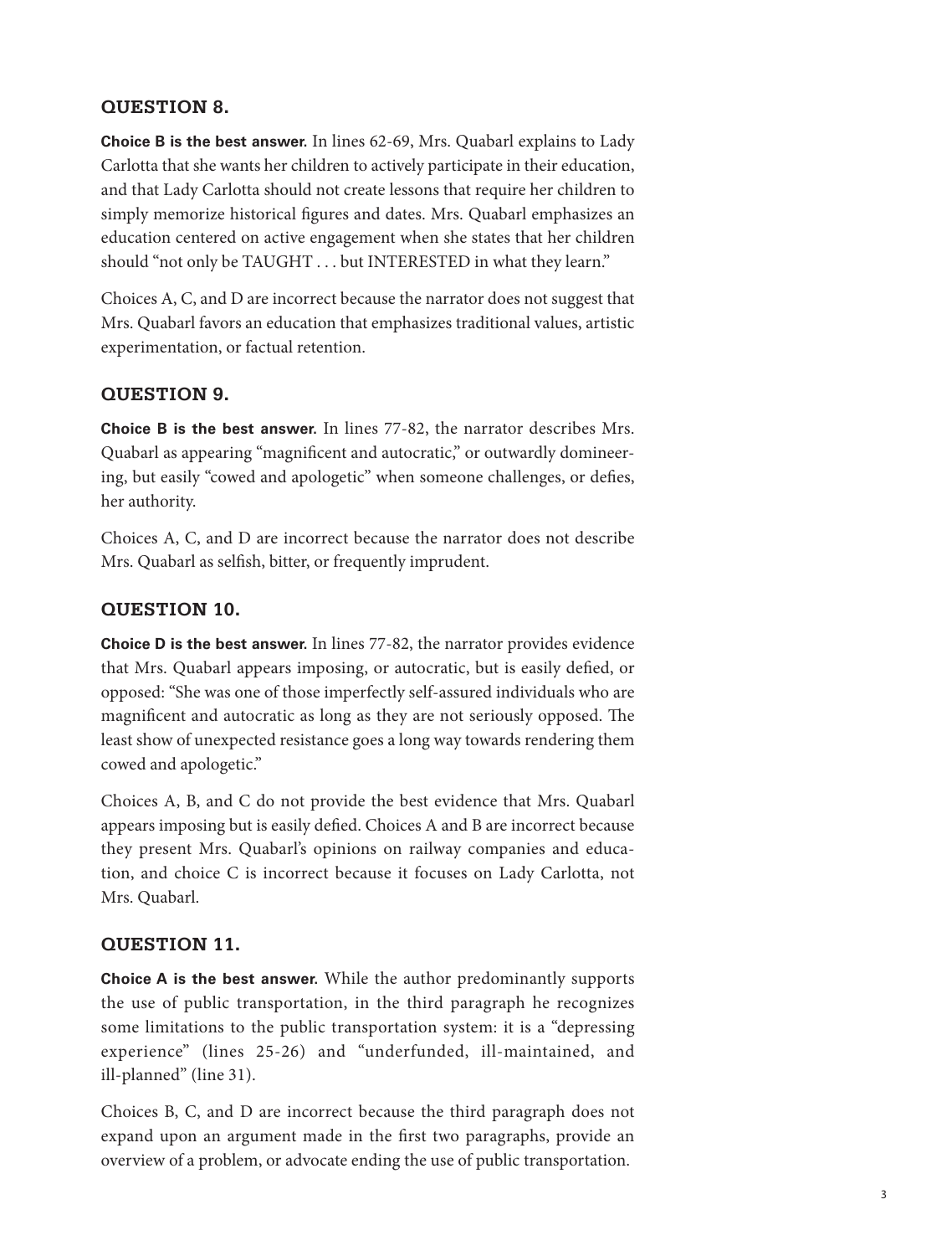## QUESTION 8.

**Choice B is the best answer.** In lines 62-69, Mrs. Quabarl explains to Lady Carlotta that she wants her children to actively participate in their education, and that Lady Carlotta should not create lessons that require her children to simply memorize historical figures and dates. Mrs. Quabarl emphasizes an education centered on active engagement when she states that her children should "not only be TAUGHT . . . but INTERESTED in what they learn."

Choices A, C, and D are incorrect because the narrator does not suggest that Mrs. Quabarl favors an education that emphasizes traditional values, artistic experimentation, or factual retention.

## QUESTION 9.

**Choice B is the best answer.** In lines 77-82, the narrator describes Mrs. Quabarl as appearing "magnificent and autocratic," or outwardly domineering, but easily "cowed and apologetic" when someone challenges, or defies, her authority.

Choices A, C, and D are incorrect because the narrator does not describe Mrs. Quabarl as selfish, bitter, or frequently imprudent.

## QUESTION 10.

**Choice D is the best answer.** In lines 77-82, the narrator provides evidence that Mrs. Quabarl appears imposing, or autocratic, but is easily defied, or opposed: "She was one of those imperfectly self-assured individuals who are magnificent and autocratic as long as they are not seriously opposed. The least show of unexpected resistance goes a long way towards rendering them cowed and apologetic."

Choices A, B, and C do not provide the best evidence that Mrs. Quabarl appears imposing but is easily defied. Choices A and B are incorrect because they present Mrs. Quabarl's opinions on railway companies and education, and choice C is incorrect because it focuses on Lady Carlotta, not Mrs. Quabarl.

## QUESTION 11.

**Choice A is the best answer.** While the author predominantly supports the use of public transportation, in the third paragraph he recognizes some limitations to the public transportation system: it is a "depressing experience" (lines 25-26) and "underfunded, ill-maintained, and ill-planned" (line 31).

Choices B, C, and D are incorrect because the third paragraph does not expand upon an argument made in the first two paragraphs, provide an overview of a problem, or advocate ending the use of public transportation.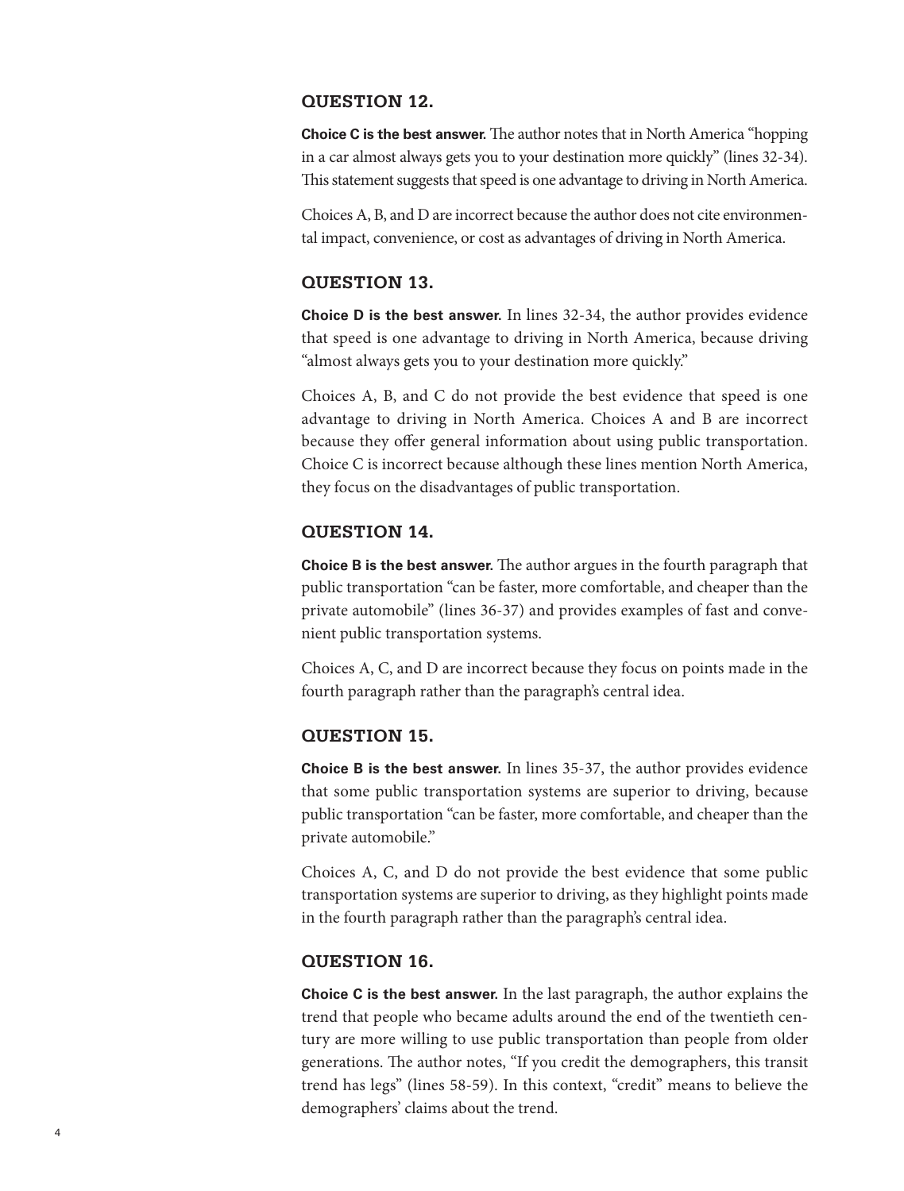## QUESTION 12.

**Choice C is the best answer.** The author notes that in North America "hopping in a car almost always gets you to your destination more quickly" (lines 32-34). This statement suggests that speed is one advantage to driving in North America.

Choices A, B, and D are incorrect because the author does not cite environmental impact, convenience, or cost as advantages of driving in North America.

## QUESTION 13.

**Choice D is the best answer.** In lines 32-34, the author provides evidence that speed is one advantage to driving in North America, because driving "almost always gets you to your destination more quickly."

Choices A, B, and C do not provide the best evidence that speed is one advantage to driving in North America. Choices A and B are incorrect because they offer general information about using public transportation. Choice C is incorrect because although these lines mention North America, they focus on the disadvantages of public transportation.

## QUESTION 14.

**Choice B is the best answer.** The author argues in the fourth paragraph that public transportation "can be faster, more comfortable, and cheaper than the private automobile" (lines 36-37) and provides examples of fast and convenient public transportation systems.

Choices A, C, and D are incorrect because they focus on points made in the fourth paragraph rather than the paragraph's central idea.

## QUESTION 15.

**Choice B is the best answer.** In lines 35-37, the author provides evidence that some public transportation systems are superior to driving, because public transportation "can be faster, more comfortable, and cheaper than the private automobile."

Choices A, C, and D do not provide the best evidence that some public transportation systems are superior to driving, as they highlight points made in the fourth paragraph rather than the paragraph's central idea.

## QUESTION 16.

**Choice C is the best answer.** In the last paragraph, the author explains the trend that people who became adults around the end of the twentieth century are more willing to use public transportation than people from older generations. The author notes, "If you credit the demographers, this transit trend has legs" (lines 58-59). In this context, "credit" means to believe the demographers' claims about the trend.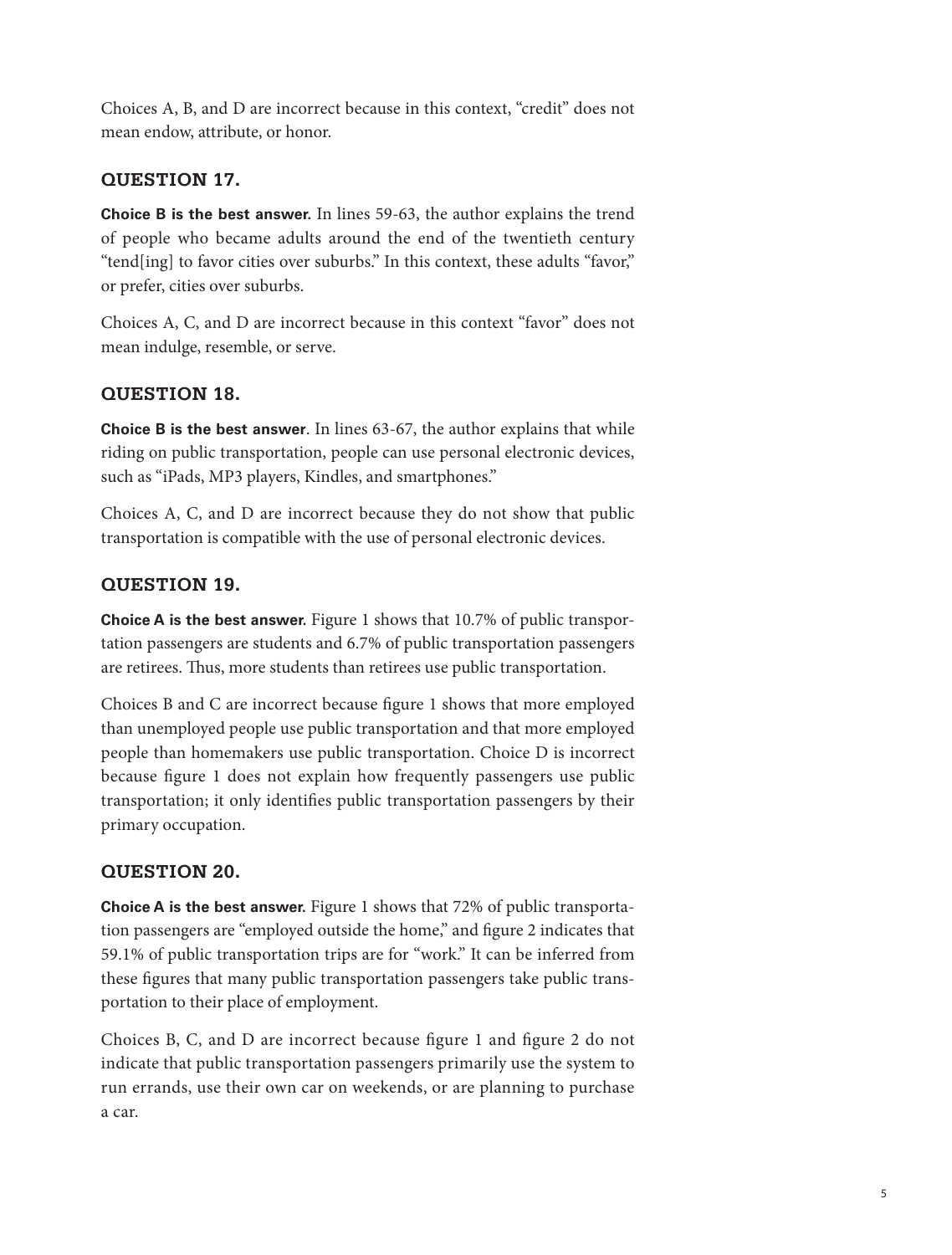Choices A, B, and D are incorrect because in this context, “credit” does not mean endow, attribute, or honor.

### QUESTION 17.

**Choice B is the best answer.** In lines 59-63, the author explains the trend of people who became adults around the end of the twentieth century “tend[ing] to favor cities over suburbs.” In this context, these adults “favor,” or prefer, cities over suburbs.

Choices A, C, and D are incorrect because in this context “favor” does not mean indulge, resemble, or serve.

### QUESTION 18.

**Choice B is the best answer**. In lines 63-67, the author explains that while riding on public transportation, people can use personal electronic devices, such as “iPads, MP3 players, Kindles, and smartphones.”

Choices A, C, and D are incorrect because they do not show that public transportation is compatible with the use of personal electronic devices.

### QUESTION 19.

**Choice A is the best answer.** Figure 1 shows that 10.7% of public transportation passengers are students and 6.7% of public transportation passengers are retirees. Thus, more students than retirees use public transportation.

Choices B and C are incorrect because figure 1 shows that more employed than unemployed people use public transportation and that more employed people than homemakers use public transportation. Choice D is incorrect because figure 1 does not explain how frequently passengers use public transportation; it only identifies public transportation passengers by their primary occupation.

### QUESTION 20.

**Choice A is the best answer.** Figure 1 shows that 72% of public transportation passengers are “employed outside the home,” and figure 2 indicates that 59.1% of public transportation trips are for “work.” It can be inferred from these figures that many public transportation passengers take public transportation to their place of employment.

Choices B, C, and D are incorrect because figure 1 and figure 2 do not indicate that public transportation passengers primarily use the system to run errands, use their own car on weekends, or are planning to purchase a car.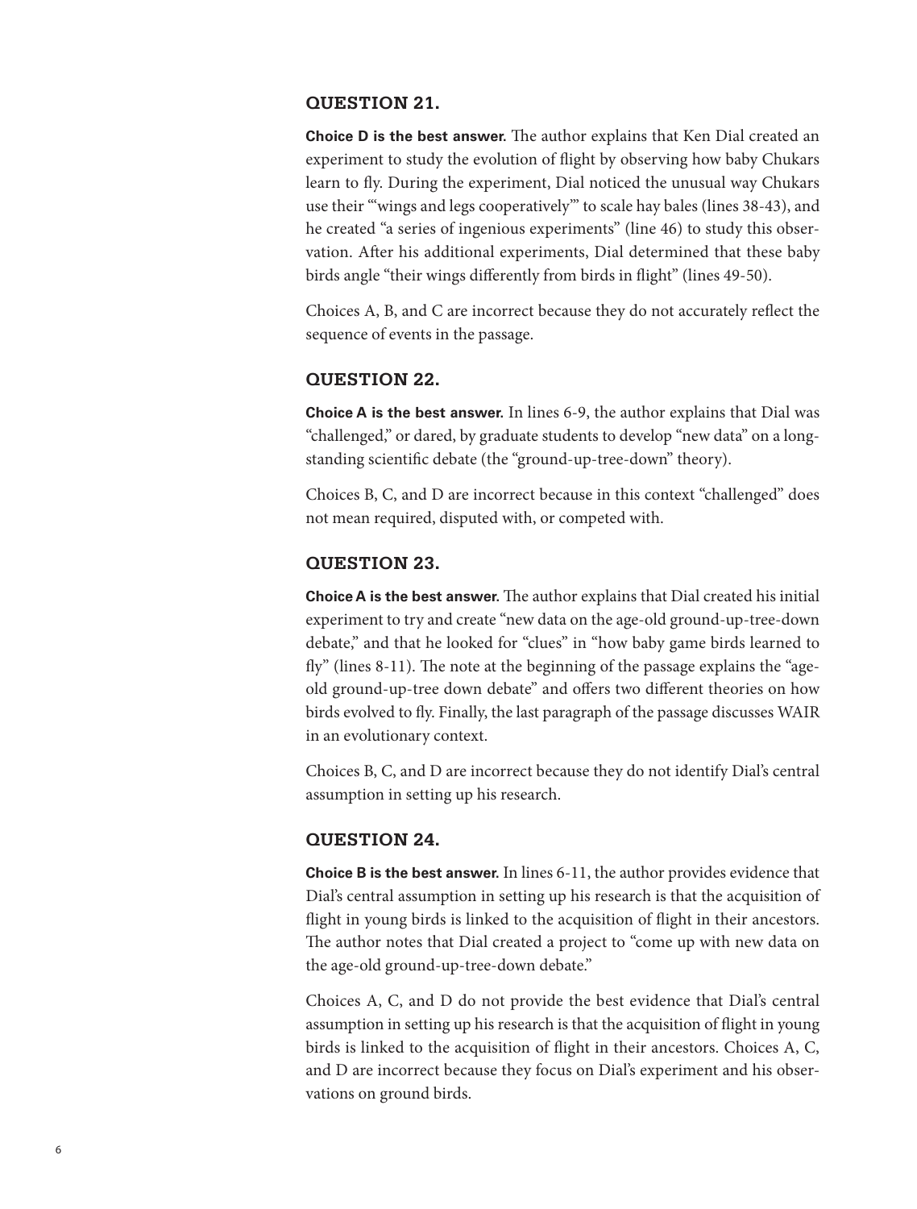### QUESTION 21.

**Choice D is the best answer.** The author explains that Ken Dial created an experiment to study the evolution of flight by observing how baby Chukars learn to fly. During the experiment, Dial noticed the unusual way Chukars use their "'wings and legs cooperatively'" to scale hay bales (lines 38-43), and he created "a series of ingenious experiments" (line 46) to study this observation. After his additional experiments, Dial determined that these baby birds angle "their wings differently from birds in flight" (lines 49-50).

Choices A, B, and C are incorrect because they do not accurately reflect the sequence of events in the passage.

### QUESTION 22.

**Choice A is the best answer.** In lines 6-9, the author explains that Dial was "challenged," or dared, by graduate students to develop "new data" on a long-standing scientific debate (the "ground-up-tree-down" theory).

Choices B, C, and D are incorrect because in this context "challenged" does not mean required, disputed with, or competed with.

### QUESTION 23.

**Choice A is the best answer.** The author explains that Dial created his initial experiment to try and create "new data on the age-old ground-up-tree-down debate," and that he looked for "clues" in "how baby game birds learned to fly" (lines 8-11). The note at the beginning of the passage explains the "age-old ground-up-tree down debate" and offers two different theories on how birds evolved to fly. Finally, the last paragraph of the passage discusses WAIR in an evolutionary context.

Choices B, C, and D are incorrect because they do not identify Dial's central assumption in setting up his research.

### QUESTION 24.

**Choice B is the best answer.** In lines 6-11, the author provides evidence that Dial's central assumption in setting up his research is that the acquisition of flight in young birds is linked to the acquisition of flight in their ancestors. The author notes that Dial created a project to "come up with new data on the age-old ground-up-tree-down debate."

Choices A, C, and D do not provide the best evidence that Dial's central assumption in setting up his research is that the acquisition of flight in young birds is linked to the acquisition of flight in their ancestors. Choices A, C, and D are incorrect because they focus on Dial's experiment and his observations on ground birds.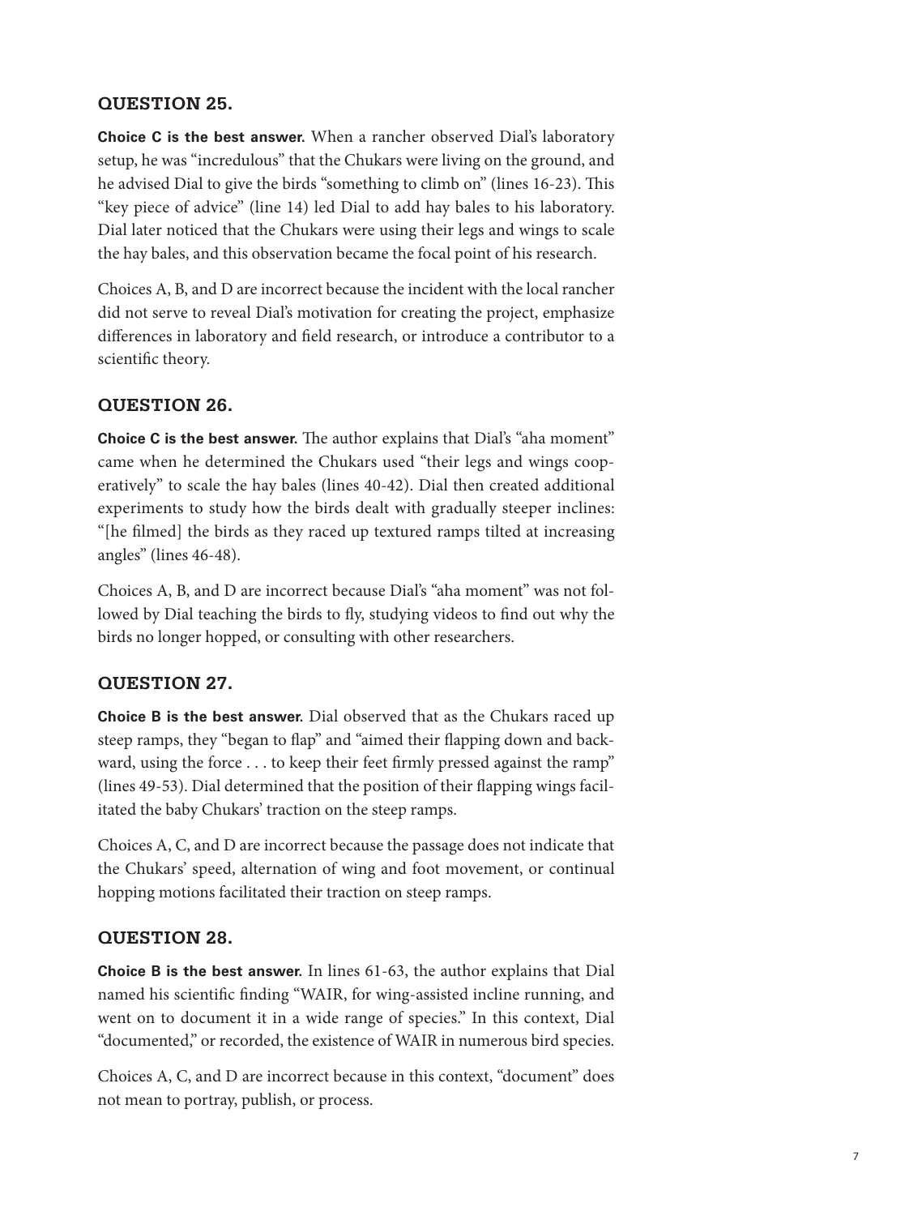### QUESTION 25.

**Choice C is the best answer.** When a rancher observed Dial's laboratory setup, he was "incredulous" that the Chukars were living on the ground, and he advised Dial to give the birds "something to climb on" (lines 16-23). This "key piece of advice" (line 14) led Dial to add hay bales to his laboratory. Dial later noticed that the Chukars were using their legs and wings to scale the hay bales, and this observation became the focal point of his research.

Choices A, B, and D are incorrect because the incident with the local rancher did not serve to reveal Dial's motivation for creating the project, emphasize differences in laboratory and field research, or introduce a contributor to a scientific theory.

### QUESTION 26.

**Choice C is the best answer.** The author explains that Dial's "aha moment" came when he determined the Chukars used "their legs and wings cooperatively" to scale the hay bales (lines 40-42). Dial then created additional experiments to study how the birds dealt with gradually steeper inclines: "[he filmed] the birds as they raced up textured ramps tilted at increasing angles" (lines 46-48).

Choices A, B, and D are incorrect because Dial's "aha moment" was not followed by Dial teaching the birds to fly, studying videos to find out why the birds no longer hopped, or consulting with other researchers.

### QUESTION 27.

**Choice B is the best answer.** Dial observed that as the Chukars raced up steep ramps, they "began to flap" and "aimed their flapping down and backward, using the force . . . to keep their feet firmly pressed against the ramp" (lines 49-53). Dial determined that the position of their flapping wings facilitated the baby Chukars' traction on the steep ramps.

Choices A, C, and D are incorrect because the passage does not indicate that the Chukars' speed, alternation of wing and foot movement, or continual hopping motions facilitated their traction on steep ramps.

### QUESTION 28.

**Choice B is the best answer.** In lines 61-63, the author explains that Dial named his scientific finding "WAIR, for wing-assisted incline running, and went on to document it in a wide range of species." In this context, Dial "documented," or recorded, the existence of WAIR in numerous bird species.

Choices A, C, and D are incorrect because in this context, "document" does not mean to portray, publish, or process.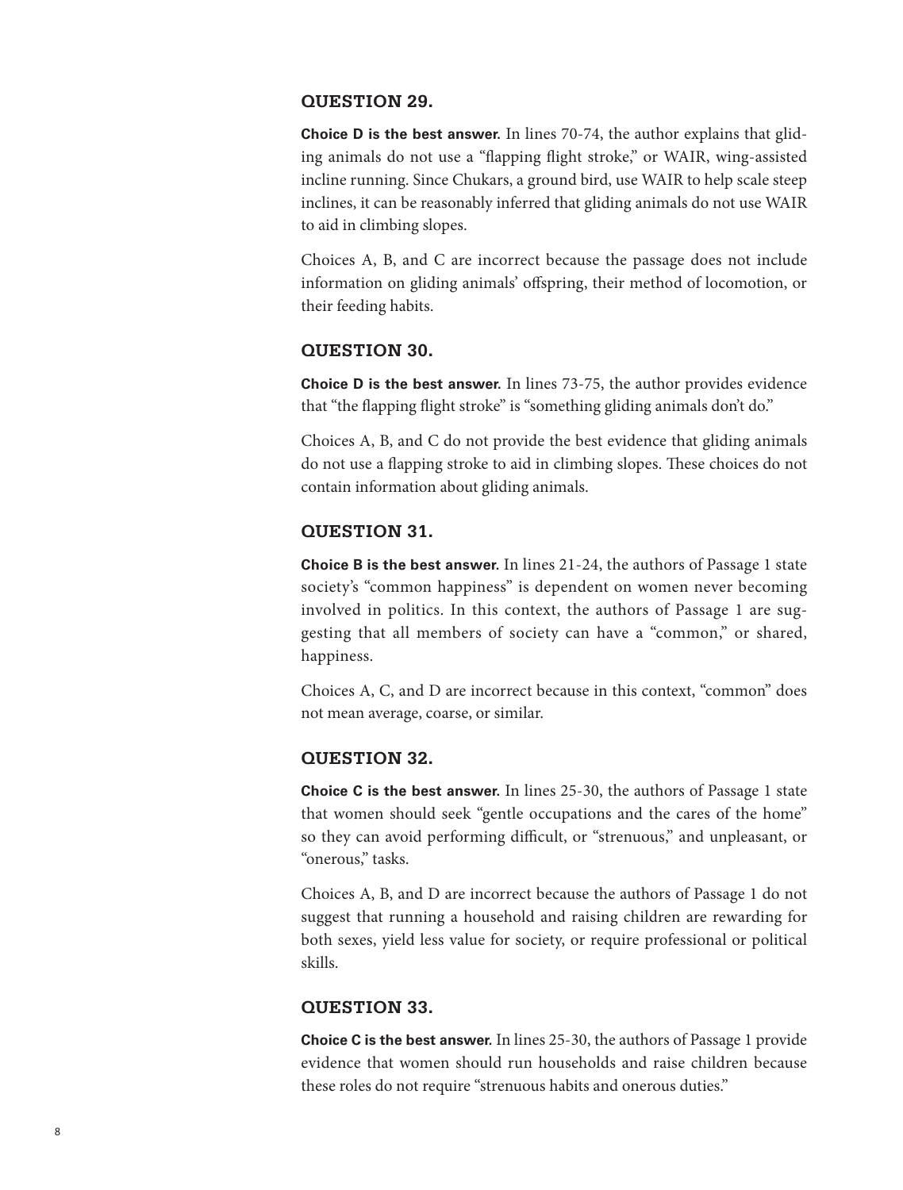### QUESTION 29.

**Choice D is the best answer.** In lines 70-74, the author explains that gliding animals do not use a "flapping flight stroke," or WAIR, wing-assisted incline running. Since Chukars, a ground bird, use WAIR to help scale steep inclines, it can be reasonably inferred that gliding animals do not use WAIR to aid in climbing slopes.

Choices A, B, and C are incorrect because the passage does not include information on gliding animals' offspring, their method of locomotion, or their feeding habits.

### QUESTION 30.

**Choice D is the best answer.** In lines 73-75, the author provides evidence that "the flapping flight stroke" is "something gliding animals don't do."

Choices A, B, and C do not provide the best evidence that gliding animals do not use a flapping stroke to aid in climbing slopes. These choices do not contain information about gliding animals.

### QUESTION 31.

**Choice B is the best answer.** In lines 21-24, the authors of Passage 1 state society's "common happiness" is dependent on women never becoming involved in politics. In this context, the authors of Passage 1 are suggesting that all members of society can have a "common," or shared, happiness.

Choices A, C, and D are incorrect because in this context, "common" does not mean average, coarse, or similar.

### QUESTION 32.

**Choice C is the best answer.** In lines 25-30, the authors of Passage 1 state that women should seek "gentle occupations and the cares of the home" so they can avoid performing difficult, or "strenuous," and unpleasant, or "onerous," tasks.

Choices A, B, and D are incorrect because the authors of Passage 1 do not suggest that running a household and raising children are rewarding for both sexes, yield less value for society, or require professional or political skills.

### QUESTION 33.

**Choice C is the best answer.** In lines 25-30, the authors of Passage 1 provide evidence that women should run households and raise children because these roles do not require "strenuous habits and onerous duties."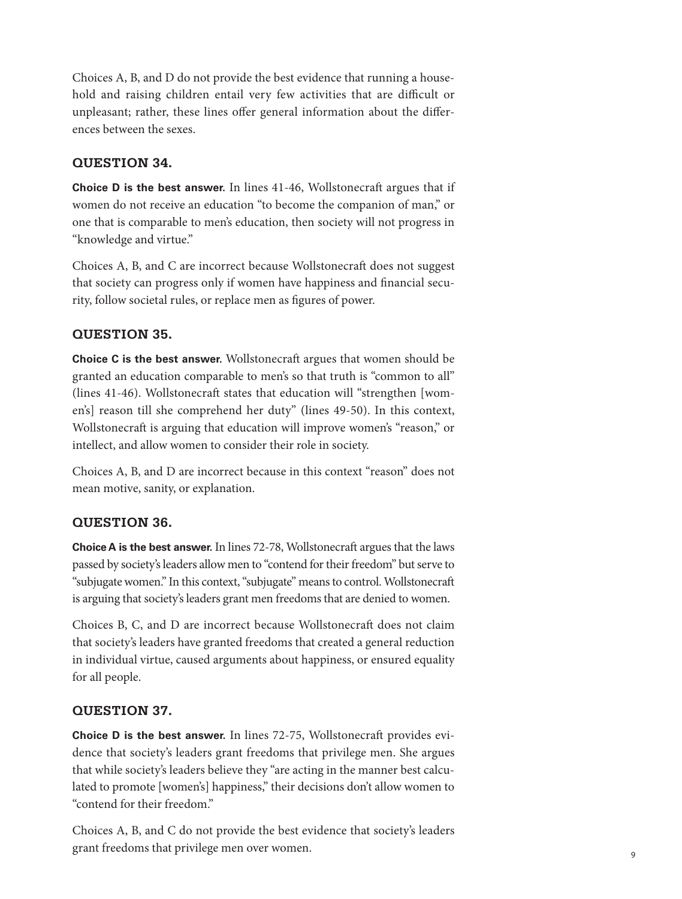Choices A, B, and D do not provide the best evidence that running a household and raising children entail very few activities that are difficult or unpleasant; rather, these lines offer general information about the differences between the sexes.

## QUESTION 34.

**Choice D is the best answer.** In lines 41-46, Wollstonecraft argues that if women do not receive an education "to become the companion of man," or one that is comparable to men's education, then society will not progress in "knowledge and virtue."

Choices A, B, and C are incorrect because Wollstonecraft does not suggest that society can progress only if women have happiness and financial security, follow societal rules, or replace men as figures of power.

## QUESTION 35.

**Choice C is the best answer.** Wollstonecraft argues that women should be granted an education comparable to men's so that truth is "common to all" (lines 41-46). Wollstonecraft states that education will "strengthen [women's] reason till she comprehend her duty" (lines 49-50). In this context, Wollstonecraft is arguing that education will improve women's "reason," or intellect, and allow women to consider their role in society.

Choices A, B, and D are incorrect because in this context "reason" does not mean motive, sanity, or explanation.

## QUESTION 36.

**Choice A is the best answer.** In lines 72-78, Wollstonecraft argues that the laws passed by society's leaders allow men to "contend for their freedom" but serve to "subjugate women." In this context, "subjugate" means to control. Wollstonecraft is arguing that society's leaders grant men freedoms that are denied to women.

Choices B, C, and D are incorrect because Wollstonecraft does not claim that society's leaders have granted freedoms that created a general reduction in individual virtue, caused arguments about happiness, or ensured equality for all people.

## QUESTION 37.

**Choice D is the best answer.** In lines 72-75, Wollstonecraft provides evidence that society's leaders grant freedoms that privilege men. She argues that while society's leaders believe they "are acting in the manner best calculated to promote [women's] happiness," their decisions don't allow women to "contend for their freedom."

Choices A, B, and C do not provide the best evidence that society's leaders grant freedoms that privilege men over women.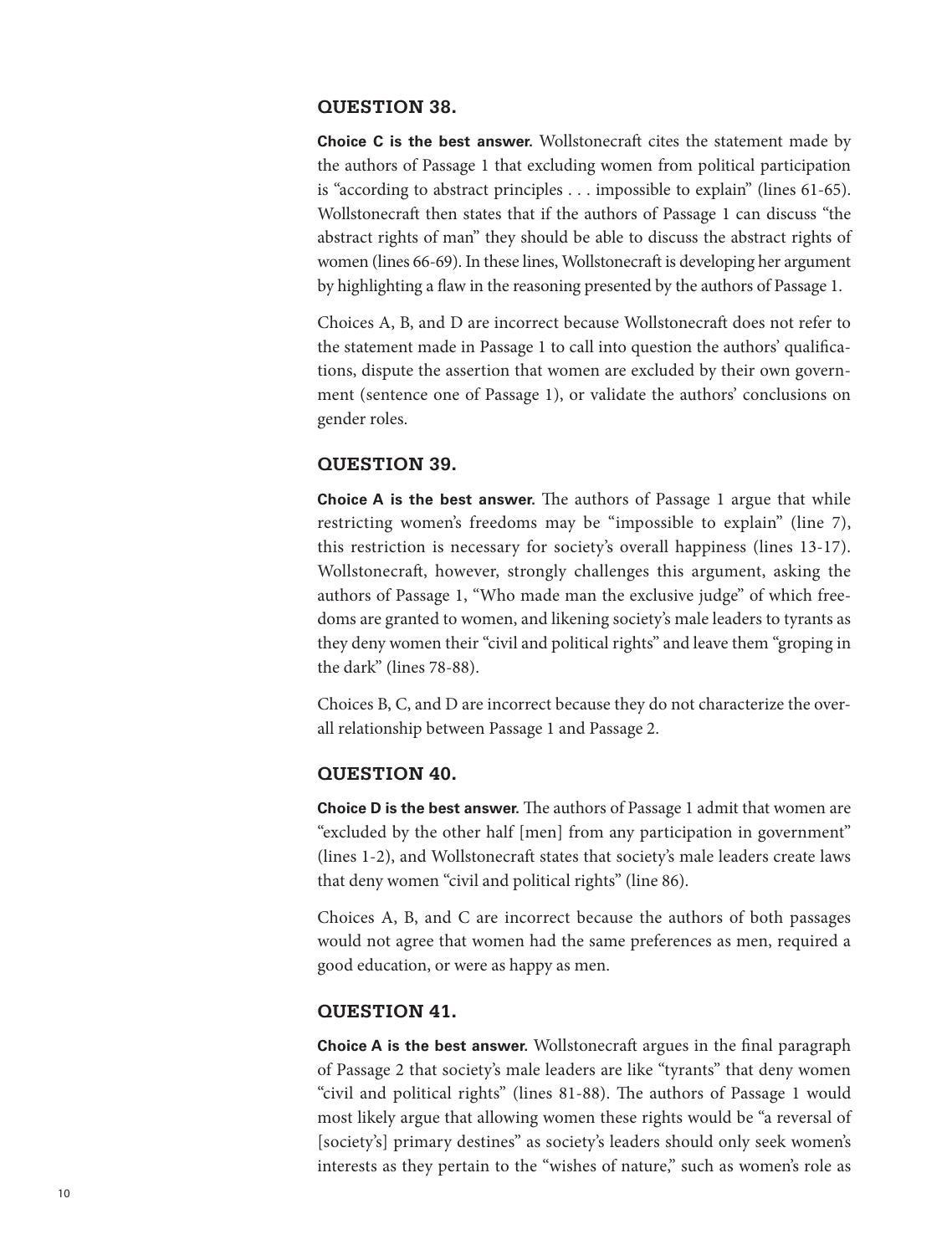### QUESTION 38.

**Choice C is the best answer.** Wollstonecraft cites the statement made by the authors of Passage 1 that excluding women from political participation is "according to abstract principles . . . impossible to explain" (lines 61-65). Wollstonecraft then states that if the authors of Passage 1 can discuss "the abstract rights of man" they should be able to discuss the abstract rights of women (lines 66-69). In these lines, Wollstonecraft is developing her argument by highlighting a flaw in the reasoning presented by the authors of Passage 1.

Choices A, B, and D are incorrect because Wollstonecraft does not refer to the statement made in Passage 1 to call into question the authors' qualifications, dispute the assertion that women are excluded by their own government (sentence one of Passage 1), or validate the authors' conclusions on gender roles.

### QUESTION 39.

**Choice A is the best answer.** The authors of Passage 1 argue that while restricting women's freedoms may be "impossible to explain" (line 7), this restriction is necessary for society's overall happiness (lines 13-17). Wollstonecraft, however, strongly challenges this argument, asking the authors of Passage 1, "Who made man the exclusive judge" of which freedoms are granted to women, and likening society's male leaders to tyrants as they deny women their "civil and political rights" and leave them "groping in the dark" (lines 78-88).

Choices B, C, and D are incorrect because they do not characterize the overall relationship between Passage 1 and Passage 2.

### QUESTION 40.

**Choice D is the best answer.** The authors of Passage 1 admit that women are "excluded by the other half [men] from any participation in government" (lines 1-2), and Wollstonecraft states that society's male leaders create laws that deny women "civil and political rights" (line 86).

Choices A, B, and C are incorrect because the authors of both passages would not agree that women had the same preferences as men, required a good education, or were as happy as men.

### QUESTION 41.

**Choice A is the best answer.** Wollstonecraft argues in the final paragraph of Passage 2 that society's male leaders are like "tyrants" that deny women "civil and political rights" (lines 81-88). The authors of Passage 1 would most likely argue that allowing women these rights would be "a reversal of [society's] primary destines" as society's leaders should only seek women's interests as they pertain to the "wishes of nature," such as women's role as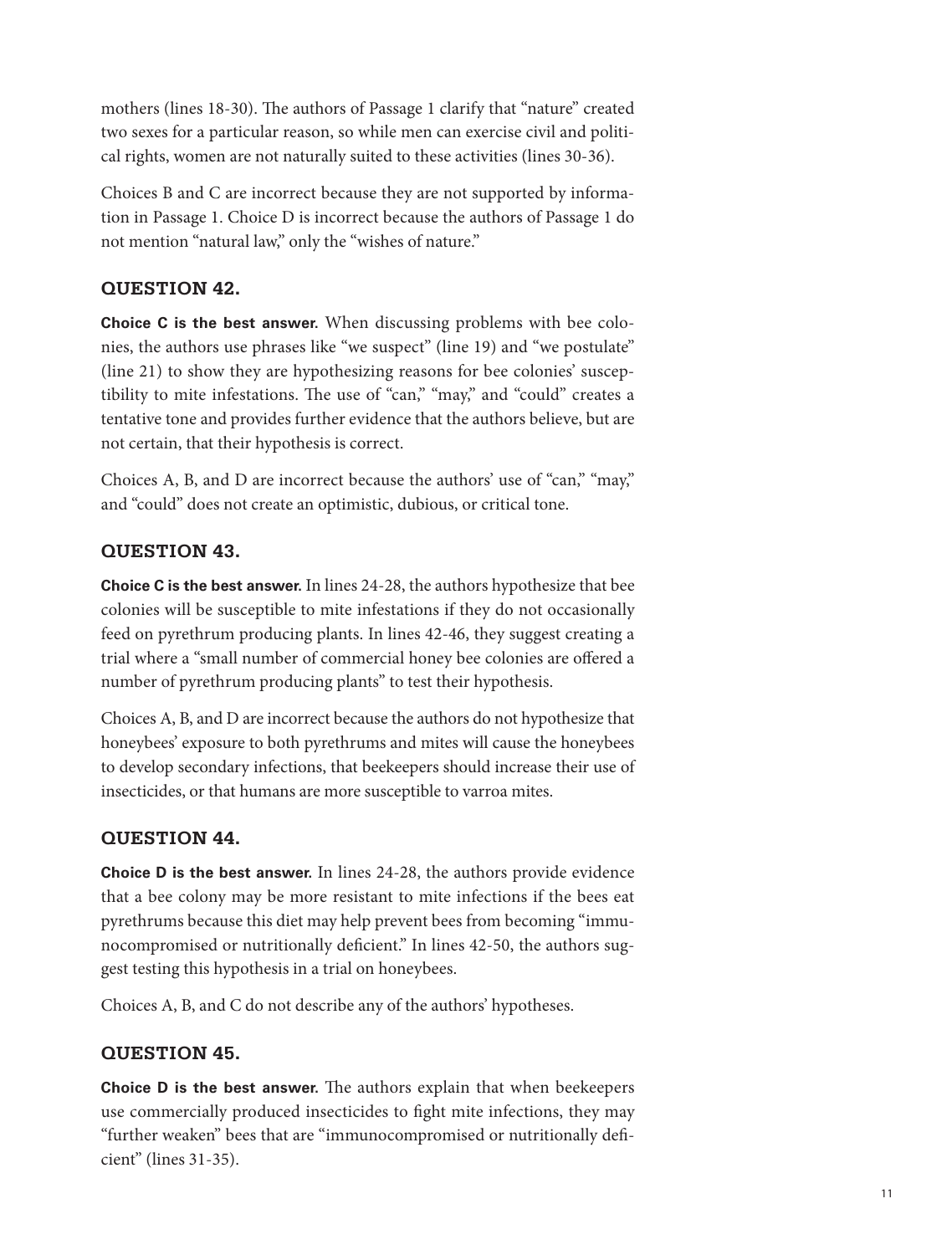mothers (lines 18-30). The authors of Passage 1 clarify that "nature" created two sexes for a particular reason, so while men can exercise civil and political rights, women are not naturally suited to these activities (lines 30-36).

Choices B and C are incorrect because they are not supported by information in Passage 1. Choice D is incorrect because the authors of Passage 1 do not mention "natural law," only the "wishes of nature."

### QUESTION 42.

**Choice C is the best answer.** When discussing problems with bee colonies, the authors use phrases like "we suspect" (line 19) and "we postulate" (line 21) to show they are hypothesizing reasons for bee colonies' susceptibility to mite infestations. The use of "can," "may," and "could" creates a tentative tone and provides further evidence that the authors believe, but are not certain, that their hypothesis is correct.

Choices A, B, and D are incorrect because the authors' use of "can," "may," and "could" does not create an optimistic, dubious, or critical tone.

### QUESTION 43.

**Choice C is the best answer.** In lines 24-28, the authors hypothesize that bee colonies will be susceptible to mite infestations if they do not occasionally feed on pyrethrum producing plants. In lines 42-46, they suggest creating a trial where a "small number of commercial honey bee colonies are offered a number of pyrethrum producing plants" to test their hypothesis.

Choices A, B, and D are incorrect because the authors do not hypothesize that honeybees' exposure to both pyrethrums and mites will cause the honeybees to develop secondary infections, that beekeepers should increase their use of insecticides, or that humans are more susceptible to varroa mites.

### QUESTION 44.

**Choice D is the best answer.** In lines 24-28, the authors provide evidence that a bee colony may be more resistant to mite infections if the bees eat pyrethrums because this diet may help prevent bees from becoming "immunocompromised or nutritionally deficient." In lines 42-50, the authors suggest testing this hypothesis in a trial on honeybees.

Choices A, B, and C do not describe any of the authors' hypotheses.

### QUESTION 45.

**Choice D is the best answer.** The authors explain that when beekeepers use commercially produced insecticides to fight mite infections, they may "further weaken" bees that are "immunocompromised or nutritionally deficient" (lines 31-35).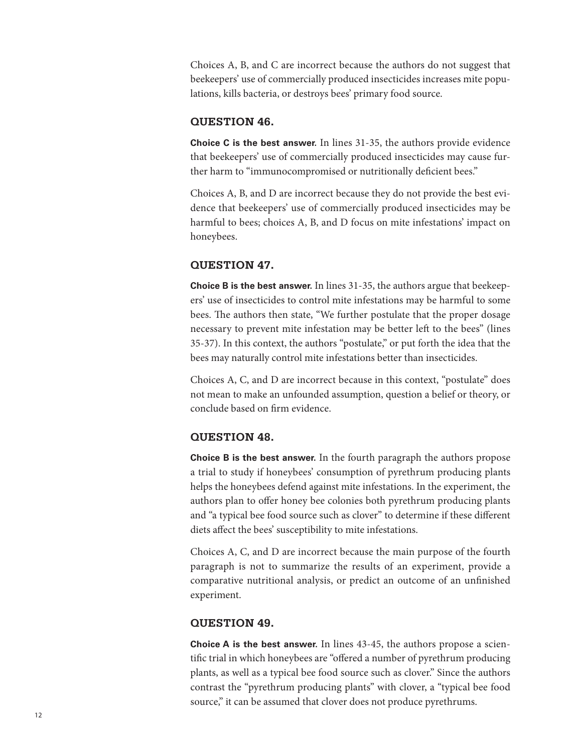Choices A, B, and C are incorrect because the authors do not suggest that beekeepers' use of commercially produced insecticides increases mite populations, kills bacteria, or destroys bees' primary food source.

## QUESTION 46.

**Choice C is the best answer.** In lines 31-35, the authors provide evidence that beekeepers' use of commercially produced insecticides may cause further harm to "immunocompromised or nutritionally deficient bees."

Choices A, B, and D are incorrect because they do not provide the best evidence that beekeepers' use of commercially produced insecticides may be harmful to bees; choices A, B, and D focus on mite infestations' impact on honeybees.

## QUESTION 47.

**Choice B is the best answer.** In lines 31-35, the authors argue that beekeepers' use of insecticides to control mite infestations may be harmful to some bees. The authors then state, "We further postulate that the proper dosage necessary to prevent mite infestation may be better left to the bees" (lines 35-37). In this context, the authors "postulate," or put forth the idea that the bees may naturally control mite infestations better than insecticides.

Choices A, C, and D are incorrect because in this context, "postulate" does not mean to make an unfounded assumption, question a belief or theory, or conclude based on firm evidence.

## QUESTION 48.

**Choice B is the best answer.** In the fourth paragraph the authors propose a trial to study if honeybees' consumption of pyrethrum producing plants helps the honeybees defend against mite infestations. In the experiment, the authors plan to offer honey bee colonies both pyrethrum producing plants and "a typical bee food source such as clover" to determine if these different diets affect the bees' susceptibility to mite infestations.

Choices A, C, and D are incorrect because the main purpose of the fourth paragraph is not to summarize the results of an experiment, provide a comparative nutritional analysis, or predict an outcome of an unfinished experiment.

## QUESTION 49.

**Choice A is the best answer.** In lines 43-45, the authors propose a scientific trial in which honeybees are "offered a number of pyrethrum producing plants, as well as a typical bee food source such as clover." Since the authors contrast the "pyrethrum producing plants" with clover, a "typical bee food source," it can be assumed that clover does not produce pyrethrums.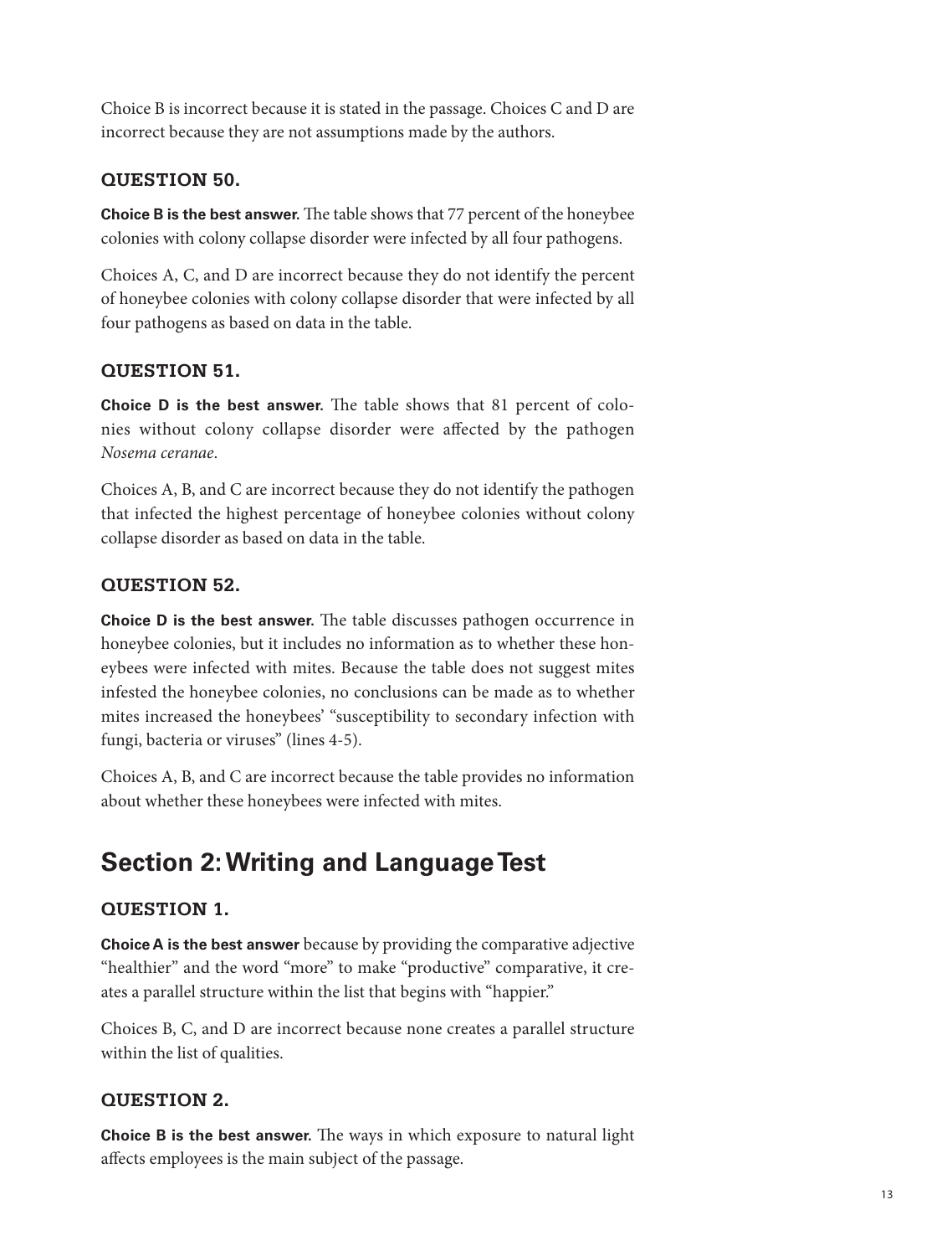Choice B is incorrect because it is stated in the passage. Choices C and D are incorrect because they are not assumptions made by the authors.

### QUESTION 50.

**Choice B is the best answer.** The table shows that 77 percent of the honeybee colonies with colony collapse disorder were infected by all four pathogens.

Choices A, C, and D are incorrect because they do not identify the percent of honeybee colonies with colony collapse disorder that were infected by all four pathogens as based on data in the table.

### QUESTION 51.

**Choice D is the best answer.** The table shows that 81 percent of colonies without colony collapse disorder were affected by the pathogen *Nosema ceranae*.

Choices A, B, and C are incorrect because they do not identify the pathogen that infected the highest percentage of honeybee colonies without colony collapse disorder as based on data in the table.

### QUESTION 52.

**Choice D is the best answer.** The table discusses pathogen occurrence in honeybee colonies, but it includes no information as to whether these honeybees were infected with mites. Because the table does not suggest mites infested the honeybee colonies, no conclusions can be made as to whether mites increased the honeybees' "susceptibility to secondary infection with fungi, bacteria or viruses" (lines 4-5).

Choices A, B, and C are incorrect because the table provides no information about whether these honeybees were infected with mites.

## Section 2: Writing and Language Test

### QUESTION 1.

**Choice A is the best answer** because by providing the comparative adjective "healthier" and the word "more" to make "productive" comparative, it creates a parallel structure within the list that begins with "happier."

Choices B, C, and D are incorrect because none creates a parallel structure within the list of qualities.

### QUESTION 2.

**Choice B is the best answer.** The ways in which exposure to natural light affects employees is the main subject of the passage.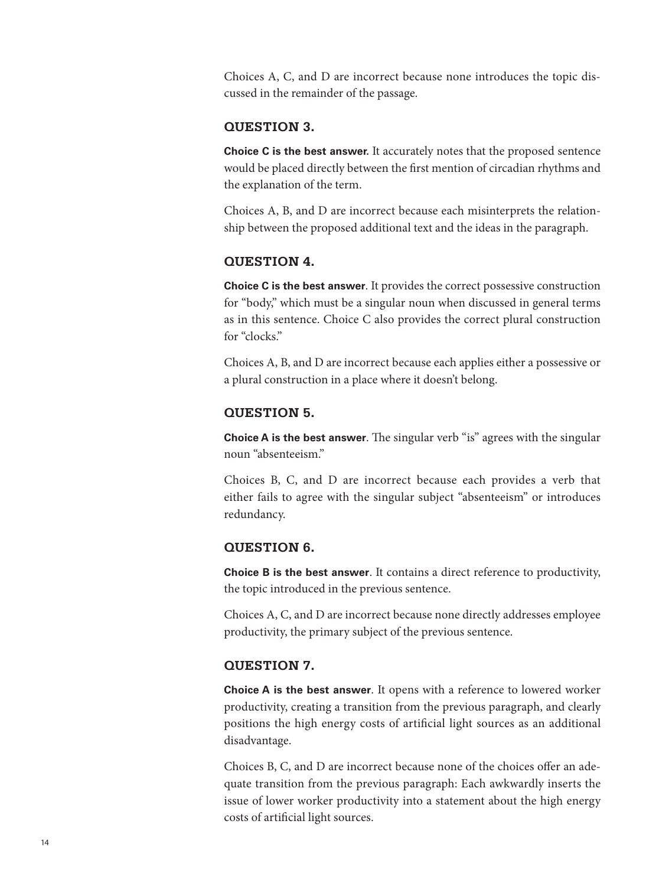Choices A, C, and D are incorrect because none introduces the topic discussed in the remainder of the passage.

### QUESTION 3.

**Choice C is the best answer.** It accurately notes that the proposed sentence would be placed directly between the first mention of circadian rhythms and the explanation of the term.

Choices A, B, and D are incorrect because each misinterprets the relationship between the proposed additional text and the ideas in the paragraph.

### QUESTION 4.

**Choice C is the best answer**. It provides the correct possessive construction for "body," which must be a singular noun when discussed in general terms as in this sentence. Choice C also provides the correct plural construction for "clocks."

Choices A, B, and D are incorrect because each applies either a possessive or a plural construction in a place where it doesn't belong.

### QUESTION 5.

**Choice A is the best answer**. The singular verb "is" agrees with the singular noun "absenteeism."

Choices B, C, and D are incorrect because each provides a verb that either fails to agree with the singular subject "absenteeism" or introduces redundancy.

### QUESTION 6.

**Choice B is the best answer**. It contains a direct reference to productivity, the topic introduced in the previous sentence.

Choices A, C, and D are incorrect because none directly addresses employee productivity, the primary subject of the previous sentence.

### QUESTION 7.

**Choice A is the best answer**. It opens with a reference to lowered worker productivity, creating a transition from the previous paragraph, and clearly positions the high energy costs of artificial light sources as an additional disadvantage.

Choices B, C, and D are incorrect because none of the choices offer an adequate transition from the previous paragraph: Each awkwardly inserts the issue of lower worker productivity into a statement about the high energy costs of artificial light sources.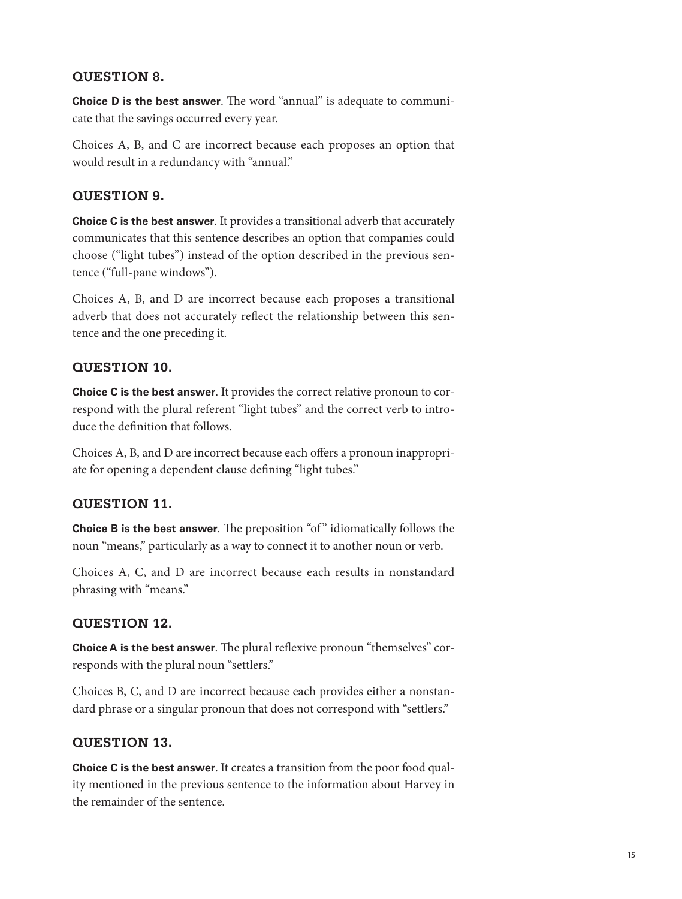### QUESTION 8.

**Choice D is the best answer**. The word “annual” is adequate to communicate that the savings occurred every year.

Choices A, B, and C are incorrect because each proposes an option that would result in a redundancy with “annual.”

### QUESTION 9.

**Choice C is the best answer**. It provides a transitional adverb that accurately communicates that this sentence describes an option that companies could choose (“light tubes”) instead of the option described in the previous sentence (“full-pane windows”).

Choices A, B, and D are incorrect because each proposes a transitional adverb that does not accurately reflect the relationship between this sentence and the one preceding it.

### QUESTION 10.

**Choice C is the best answer**. It provides the correct relative pronoun to correspond with the plural referent “light tubes” and the correct verb to introduce the definition that follows.

Choices A, B, and D are incorrect because each offers a pronoun inappropriate for opening a dependent clause defining “light tubes.”

### QUESTION 11.

**Choice B is the best answer**. The preposition “of” idiomatically follows the noun “means,” particularly as a way to connect it to another noun or verb.

Choices A, C, and D are incorrect because each results in nonstandard phrasing with “means.”

### QUESTION 12.

**Choice A is the best answer**. The plural reflexive pronoun “themselves” corresponds with the plural noun “settlers.”

Choices B, C, and D are incorrect because each provides either a nonstandard phrase or a singular pronoun that does not correspond with “settlers.”

### QUESTION 13.

**Choice C is the best answer**. It creates a transition from the poor food quality mentioned in the previous sentence to the information about Harvey in the remainder of the sentence.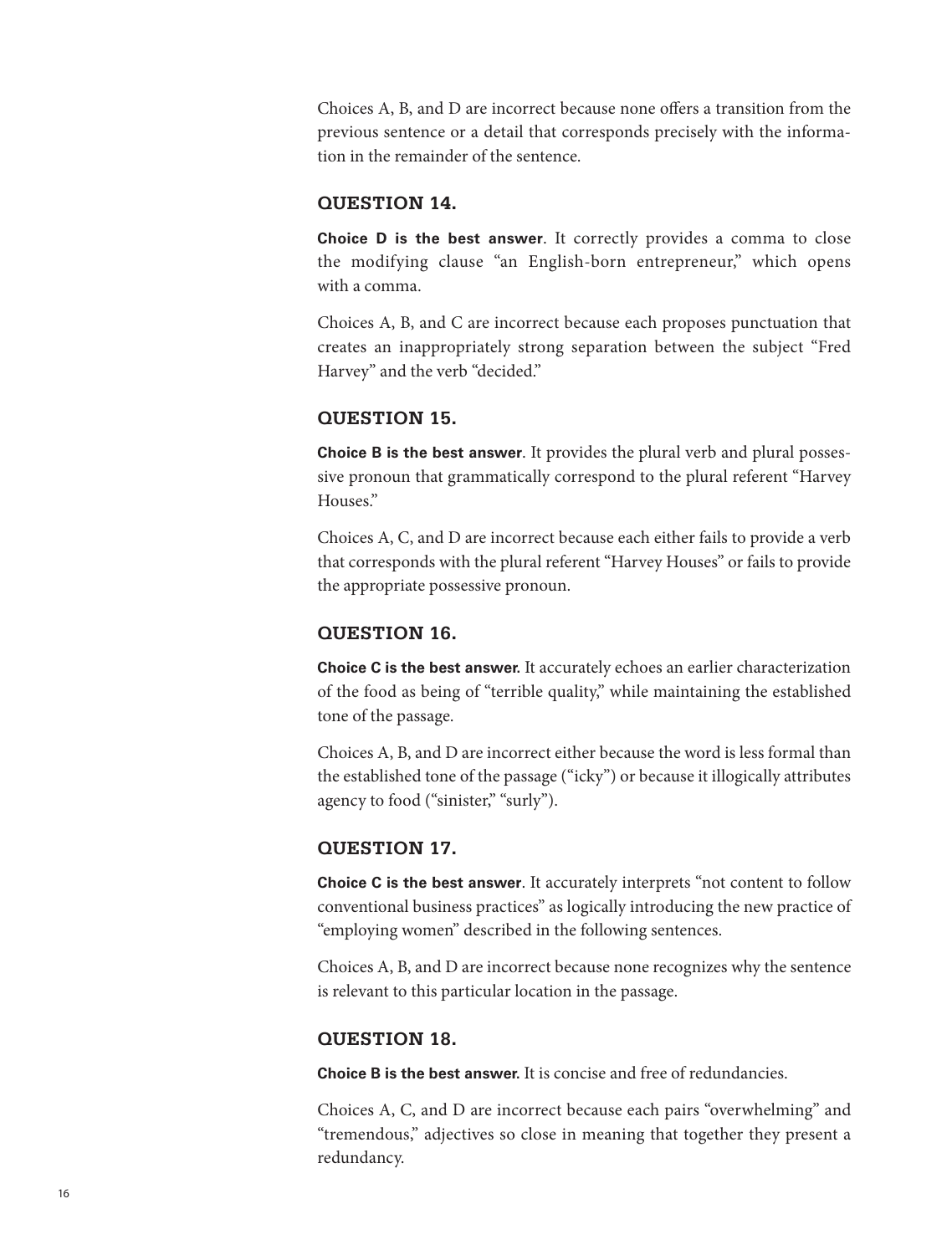Choices A, B, and D are incorrect because none offers a transition from the previous sentence or a detail that corresponds precisely with the information in the remainder of the sentence.

### QUESTION 14.

**Choice D is the best answer**. It correctly provides a comma to close the modifying clause "an English-born entrepreneur," which opens with a comma.

Choices A, B, and C are incorrect because each proposes punctuation that creates an inappropriately strong separation between the subject "Fred Harvey" and the verb "decided."

### QUESTION 15.

**Choice B is the best answer**. It provides the plural verb and plural possessive pronoun that grammatically correspond to the plural referent "Harvey Houses."

Choices A, C, and D are incorrect because each either fails to provide a verb that corresponds with the plural referent "Harvey Houses" or fails to provide the appropriate possessive pronoun.

### QUESTION 16.

**Choice C is the best answer.** It accurately echoes an earlier characterization of the food as being of "terrible quality," while maintaining the established tone of the passage.

Choices A, B, and D are incorrect either because the word is less formal than the established tone of the passage ("icky") or because it illogically attributes agency to food ("sinister," "surly").

### QUESTION 17.

**Choice C is the best answer**. It accurately interprets "not content to follow conventional business practices" as logically introducing the new practice of "employing women" described in the following sentences.

Choices A, B, and D are incorrect because none recognizes why the sentence is relevant to this particular location in the passage.

### QUESTION 18.

**Choice B is the best answer.** It is concise and free of redundancies.

Choices A, C, and D are incorrect because each pairs "overwhelming" and "tremendous," adjectives so close in meaning that together they present a redundancy.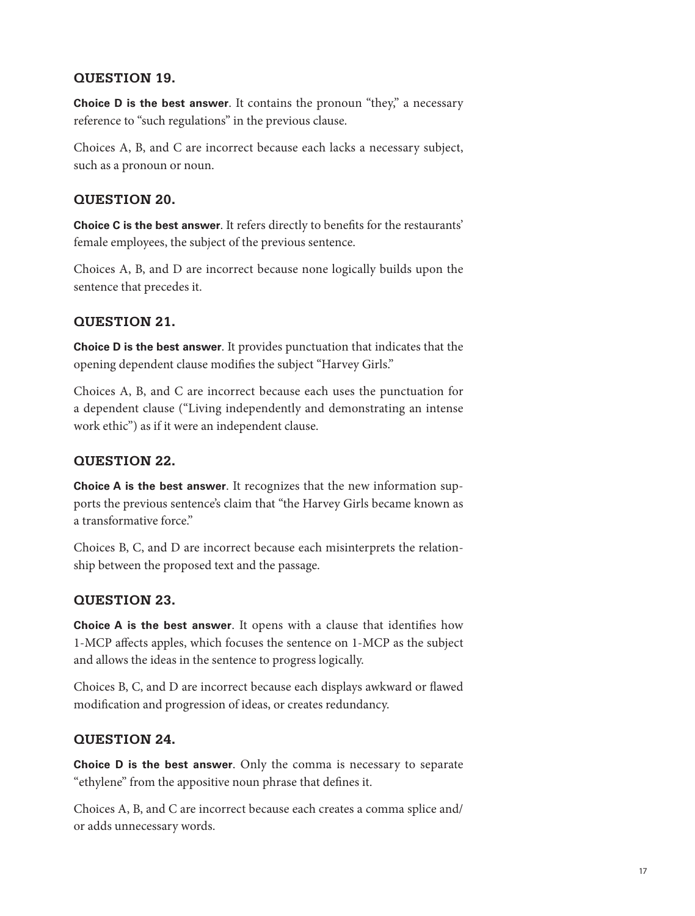### QUESTION 19.

**Choice D is the best answer**. It contains the pronoun "they," a necessary reference to "such regulations" in the previous clause.

Choices A, B, and C are incorrect because each lacks a necessary subject, such as a pronoun or noun.

### QUESTION 20.

**Choice C is the best answer**. It refers directly to benefits for the restaurants' female employees, the subject of the previous sentence.

Choices A, B, and D are incorrect because none logically builds upon the sentence that precedes it.

### QUESTION 21.

**Choice D is the best answer**. It provides punctuation that indicates that the opening dependent clause modifies the subject "Harvey Girls."

Choices A, B, and C are incorrect because each uses the punctuation for a dependent clause ("Living independently and demonstrating an intense work ethic") as if it were an independent clause.

### QUESTION 22.

**Choice A is the best answer**. It recognizes that the new information supports the previous sentence's claim that "the Harvey Girls became known as a transformative force."

Choices B, C, and D are incorrect because each misinterprets the relationship between the proposed text and the passage.

### QUESTION 23.

**Choice A is the best answer**. It opens with a clause that identifies how 1-MCP affects apples, which focuses the sentence on 1-MCP as the subject and allows the ideas in the sentence to progress logically.

Choices B, C, and D are incorrect because each displays awkward or flawed modification and progression of ideas, or creates redundancy.

### QUESTION 24.

**Choice D is the best answer**. Only the comma is necessary to separate "ethylene" from the appositive noun phrase that defines it.

Choices A, B, and C are incorrect because each creates a comma splice and/or adds unnecessary words.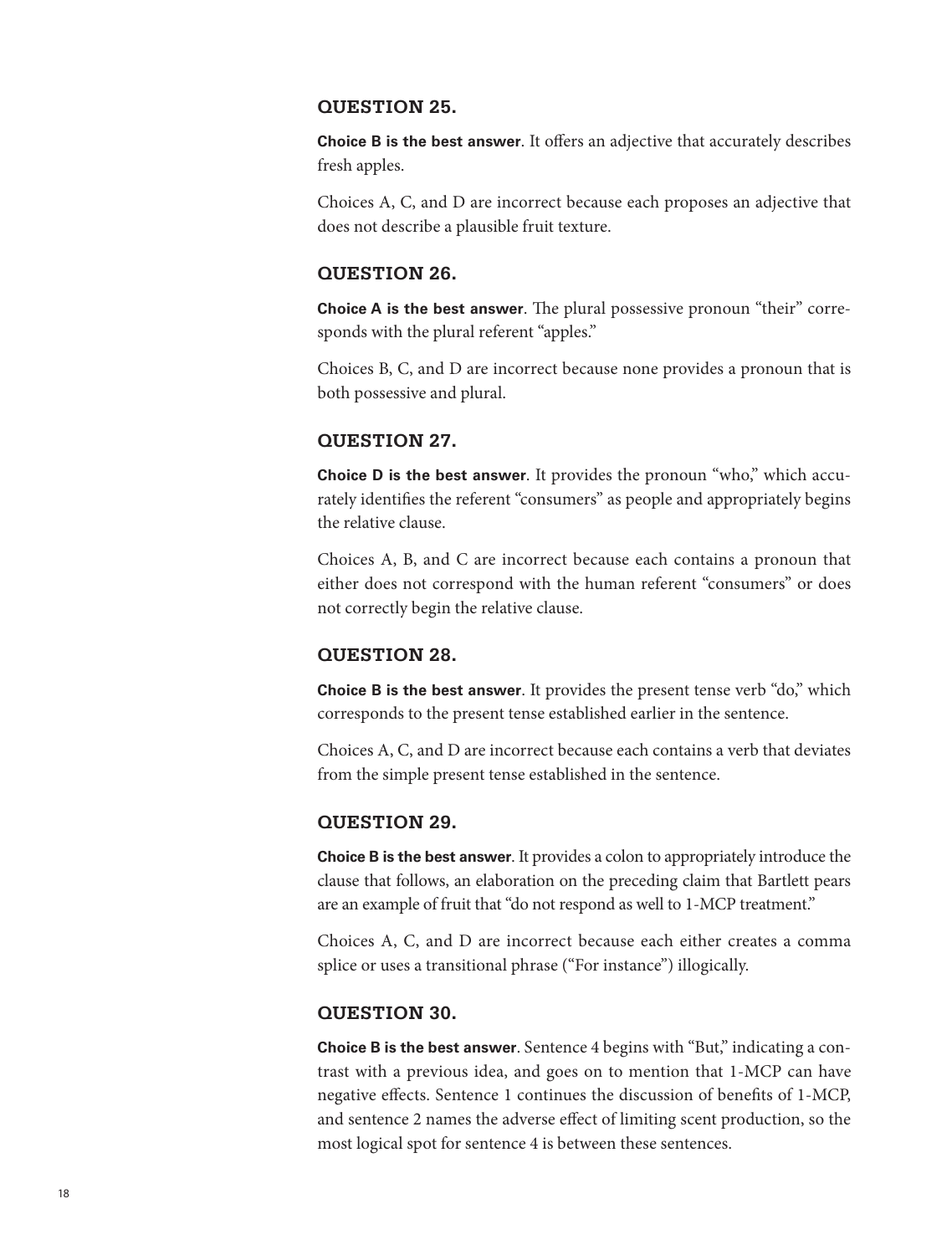### QUESTION 25.

**Choice B is the best answer**. It offers an adjective that accurately describes fresh apples.

Choices A, C, and D are incorrect because each proposes an adjective that does not describe a plausible fruit texture.

### QUESTION 26.

**Choice A is the best answer**. The plural possessive pronoun "their" corresponds with the plural referent "apples."

Choices B, C, and D are incorrect because none provides a pronoun that is both possessive and plural.

### QUESTION 27.

**Choice D is the best answer**. It provides the pronoun "who," which accurately identifies the referent "consumers" as people and appropriately begins the relative clause.

Choices A, B, and C are incorrect because each contains a pronoun that either does not correspond with the human referent "consumers" or does not correctly begin the relative clause.

### QUESTION 28.

**Choice B is the best answer**. It provides the present tense verb "do," which corresponds to the present tense established earlier in the sentence.

Choices A, C, and D are incorrect because each contains a verb that deviates from the simple present tense established in the sentence.

### QUESTION 29.

**Choice B is the best answer**. It provides a colon to appropriately introduce the clause that follows, an elaboration on the preceding claim that Bartlett pears are an example of fruit that "do not respond as well to 1-MCP treatment."

Choices A, C, and D are incorrect because each either creates a comma splice or uses a transitional phrase ("For instance") illogically.

### QUESTION 30.

**Choice B is the best answer**. Sentence 4 begins with "But," indicating a contrast with a previous idea, and goes on to mention that 1-MCP can have negative effects. Sentence 1 continues the discussion of benefits of 1-MCP, and sentence 2 names the adverse effect of limiting scent production, so the most logical spot for sentence 4 is between these sentences.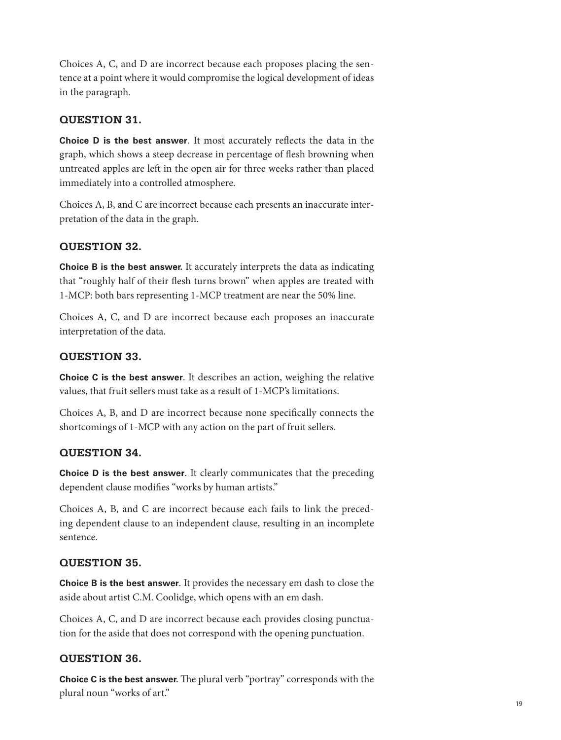Choices A, C, and D are incorrect because each proposes placing the sentence at a point where it would compromise the logical development of ideas in the paragraph.

### QUESTION 31.

**Choice D is the best answer**. It most accurately reflects the data in the graph, which shows a steep decrease in percentage of flesh browning when untreated apples are left in the open air for three weeks rather than placed immediately into a controlled atmosphere.

Choices A, B, and C are incorrect because each presents an inaccurate interpretation of the data in the graph.

### QUESTION 32.

**Choice B is the best answer.** It accurately interprets the data as indicating that "roughly half of their flesh turns brown" when apples are treated with 1-MCP: both bars representing 1-MCP treatment are near the 50% line.

Choices A, C, and D are incorrect because each proposes an inaccurate interpretation of the data.

### QUESTION 33.

**Choice C is the best answer**. It describes an action, weighing the relative values, that fruit sellers must take as a result of 1-MCP's limitations.

Choices A, B, and D are incorrect because none specifically connects the shortcomings of 1-MCP with any action on the part of fruit sellers.

### QUESTION 34.

**Choice D is the best answer**. It clearly communicates that the preceding dependent clause modifies "works by human artists."

Choices A, B, and C are incorrect because each fails to link the preceding dependent clause to an independent clause, resulting in an incomplete sentence.

### QUESTION 35.

**Choice B is the best answer**. It provides the necessary em dash to close the aside about artist C.M. Coolidge, which opens with an em dash.

Choices A, C, and D are incorrect because each provides closing punctuation for the aside that does not correspond with the opening punctuation.

### QUESTION 36.

**Choice C is the best answer.** The plural verb "portray" corresponds with the plural noun "works of art."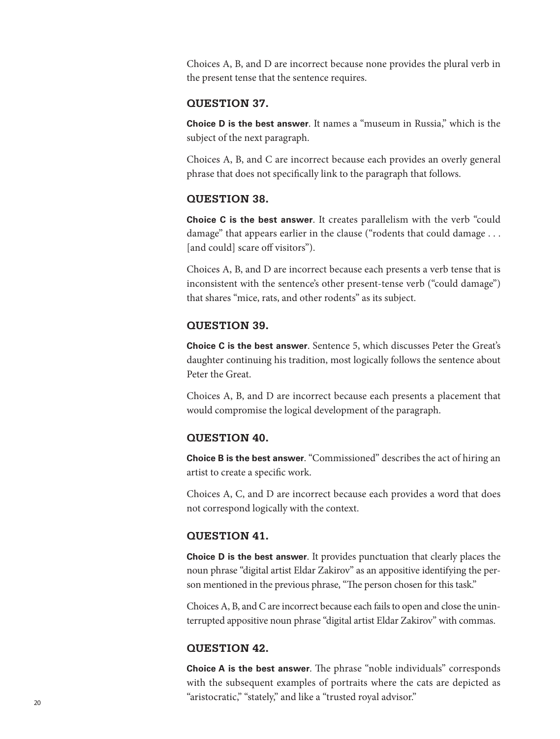Choices A, B, and D are incorrect because none provides the plural verb in the present tense that the sentence requires.

### QUESTION 37.

**Choice D is the best answer**. It names a "museum in Russia," which is the subject of the next paragraph.

Choices A, B, and C are incorrect because each provides an overly general phrase that does not specifically link to the paragraph that follows.

### QUESTION 38.

**Choice C is the best answer**. It creates parallelism with the verb "could damage" that appears earlier in the clause ("rodents that could damage . . . [and could] scare off visitors").

Choices A, B, and D are incorrect because each presents a verb tense that is inconsistent with the sentence's other present-tense verb ("could damage") that shares "mice, rats, and other rodents" as its subject.

### QUESTION 39.

**Choice C is the best answer**. Sentence 5, which discusses Peter the Great's daughter continuing his tradition, most logically follows the sentence about Peter the Great.

Choices A, B, and D are incorrect because each presents a placement that would compromise the logical development of the paragraph.

### QUESTION 40.

**Choice B is the best answer**. "Commissioned" describes the act of hiring an artist to create a specific work.

Choices A, C, and D are incorrect because each provides a word that does not correspond logically with the context.

### QUESTION 41.

**Choice D is the best answer**. It provides punctuation that clearly places the noun phrase "digital artist Eldar Zakirov" as an appositive identifying the person mentioned in the previous phrase, "The person chosen for this task."

Choices A, B, and C are incorrect because each fails to open and close the uninterrupted appositive noun phrase "digital artist Eldar Zakirov" with commas.

### QUESTION 42.

**Choice A is the best answer**. The phrase "noble individuals" corresponds with the subsequent examples of portraits where the cats are depicted as "aristocratic," "stately," and like a "trusted royal advisor."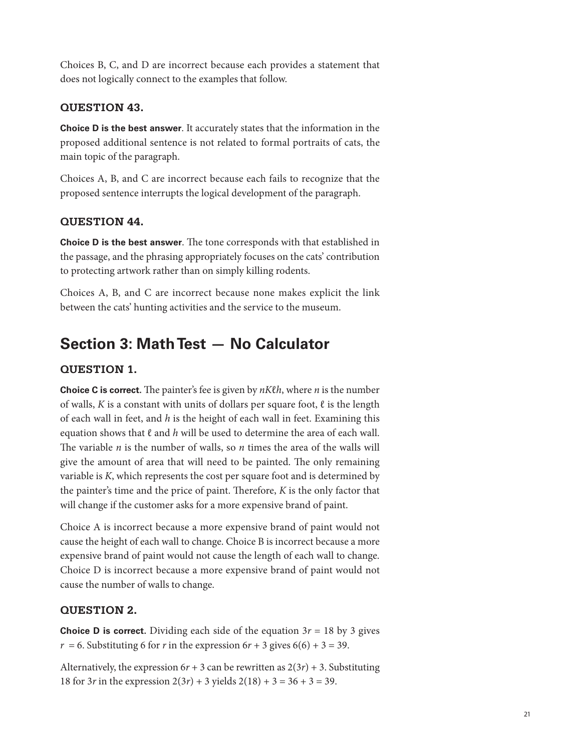Choices B, C, and D are incorrect because each provides a statement that does not logically connect to the examples that follow.

### QUESTION 43.

**Choice D is the best answer**. It accurately states that the information in the proposed additional sentence is not related to formal portraits of cats, the main topic of the paragraph.

Choices A, B, and C are incorrect because each fails to recognize that the proposed sentence interrupts the logical development of the paragraph.

### QUESTION 44.

**Choice D is the best answer**. The tone corresponds with that established in the passage, and the phrasing appropriately focuses on the cats' contribution to protecting artwork rather than on simply killing rodents.

Choices A, B, and C are incorrect because none makes explicit the link between the cats' hunting activities and the service to the museum.

## Section 3: Math Test — No Calculator

### QUESTION 1.

**Choice C is correct.** The painter's fee is given by $nK\ell h$, where $n$ is the number of walls, $K$ is a constant with units of dollars per square foot, $\ell$ is the length of each wall in feet, and $h$ is the height of each wall in feet. Examining this equation shows that $\ell$ and $h$ will be used to determine the area of each wall. The variable $n$ is the number of walls, so $n$ times the area of the walls will give the amount of area that will need to be painted. The only remaining variable is $K$, which represents the cost per square foot and is determined by the painter's time and the price of paint. Therefore, $K$ is the only factor that will change if the customer asks for a more expensive brand of paint.

Choice A is incorrect because a more expensive brand of paint would not cause the height of each wall to change. Choice B is incorrect because a more expensive brand of paint would not cause the length of each wall to change. Choice D is incorrect because a more expensive brand of paint would not cause the number of walls to change.

### QUESTION 2.

**Choice D is correct.** Dividing each side of the equation $3r = 18$ by 3 gives $r = 6$. Substituting 6 for $r$ in the expression $6r + 3$ gives $6(6) + 3 = 39$.

Alternatively, the expression $6r + 3$ can be rewritten as $2(3r) + 3$. Substituting 18 for $3r$ in the expression $2(3r) + 3$ yields $2(18) + 3 = 36 + 3 = 39$.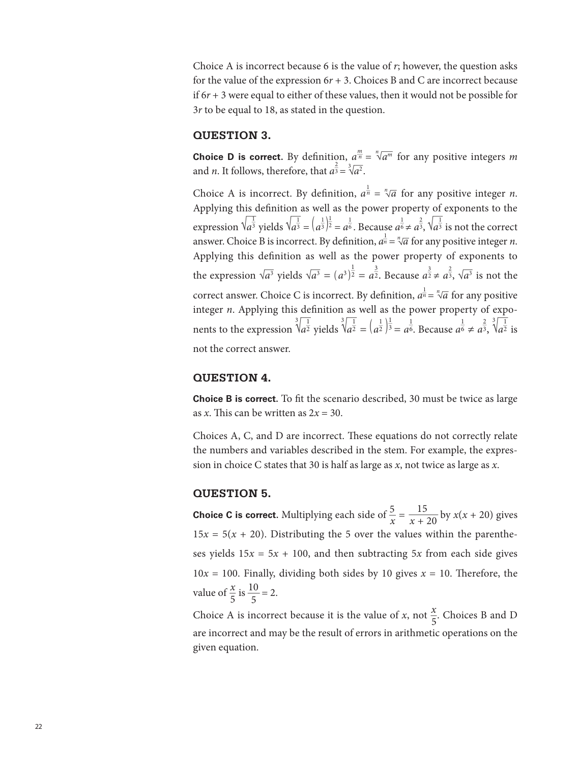Choice A is incorrect because 6 is the value of $r$; however, the question asks for the value of the expression $6r + 3$. Choices B and C are incorrect because if $6r + 3$ were equal to either of these values, then it would not be possible for $3r$ to be equal to 18, as stated in the question.

### QUESTION 3.

**Choice D is correct.** By definition, $a^{\frac{m}{n}} = \sqrt[n]{a^m}$ for any positive integers $m$ and $n$. It follows, therefore, that $a^{\frac{2}{3}} = \sqrt[3]{a^2}$.

Choice A is incorrect. By definition, $a^{\frac{1}{n}} = \sqrt[n]{a}$ for any positive integer $n$. Applying this definition as well as the power property of exponents to the expression $\sqrt{a^{\frac{1}{3}}}$ yields $\sqrt{a^{\frac{1}{3}}} = \left(a^{\frac{1}{3}}\right)^{\frac{1}{2}} = a^{\frac{1}{6}}$. Because $a^{\frac{1}{6}} \neq a^{\frac{2}{3}}$, $\sqrt{a^{\frac{1}{3}}}$ is not the correct answer. Choice B is incorrect. By definition, $a^{\frac{1}{n}} = \sqrt[n]{a}$ for any positive integer $n$. Applying this definition as well as the power property of exponents to the expression $\sqrt{a^3}$ yields $\sqrt{a^3} = (a^3)^{\frac{1}{2}} = a^{\frac{3}{2}}$. Because $a^{\frac{3}{2}} \neq a^{\frac{2}{3}}$, $\sqrt{a^3}$ is not the correct answer. Choice C is incorrect. By definition, $a^{\frac{1}{n}} = \sqrt[n]{a}$ for any positive integer $n$. Applying this definition as well as the power property of exponents to the expression $\sqrt[3]{a^{\frac{1}{2}}}$ yields $\sqrt[3]{a^{\frac{1}{2}}} = \left(a^{\frac{1}{2}}\right)^{\frac{1}{3}} = a^{\frac{1}{6}}$. Because $a^{\frac{1}{6}} \neq a^{\frac{2}{3}}$, $\sqrt[3]{a^{\frac{1}{2}}}$ is not the correct answer.

### QUESTION 4.

**Choice B is correct.** To fit the scenario described, 30 must be twice as large as $x$. This can be written as $2x = 30$.

Choices A, C, and D are incorrect. These equations do not correctly relate the numbers and variables described in the stem. For example, the expression in choice C states that 30 is half as large as $x$, not twice as large as $x$.

### QUESTION 5.

**Choice C is correct.** Multiplying each side of $\frac{5}{x} = \frac{15}{x + 20}$ by $x(x + 20)$ gives $15x = 5(x + 20)$. Distributing the 5 over the values within the parentheses yields $15x = 5x + 100$, and then subtracting $5x$ from each side gives $10x = 100$. Finally, dividing both sides by 10 gives $x = 10$. Therefore, the value of $\frac{x}{5}$ is $\frac{10}{5} = 2$.

Choice A is incorrect because it is the value of $x$, not $\frac{x}{5}$. Choices B and D are incorrect and may be the result of errors in arithmetic operations on the given equation.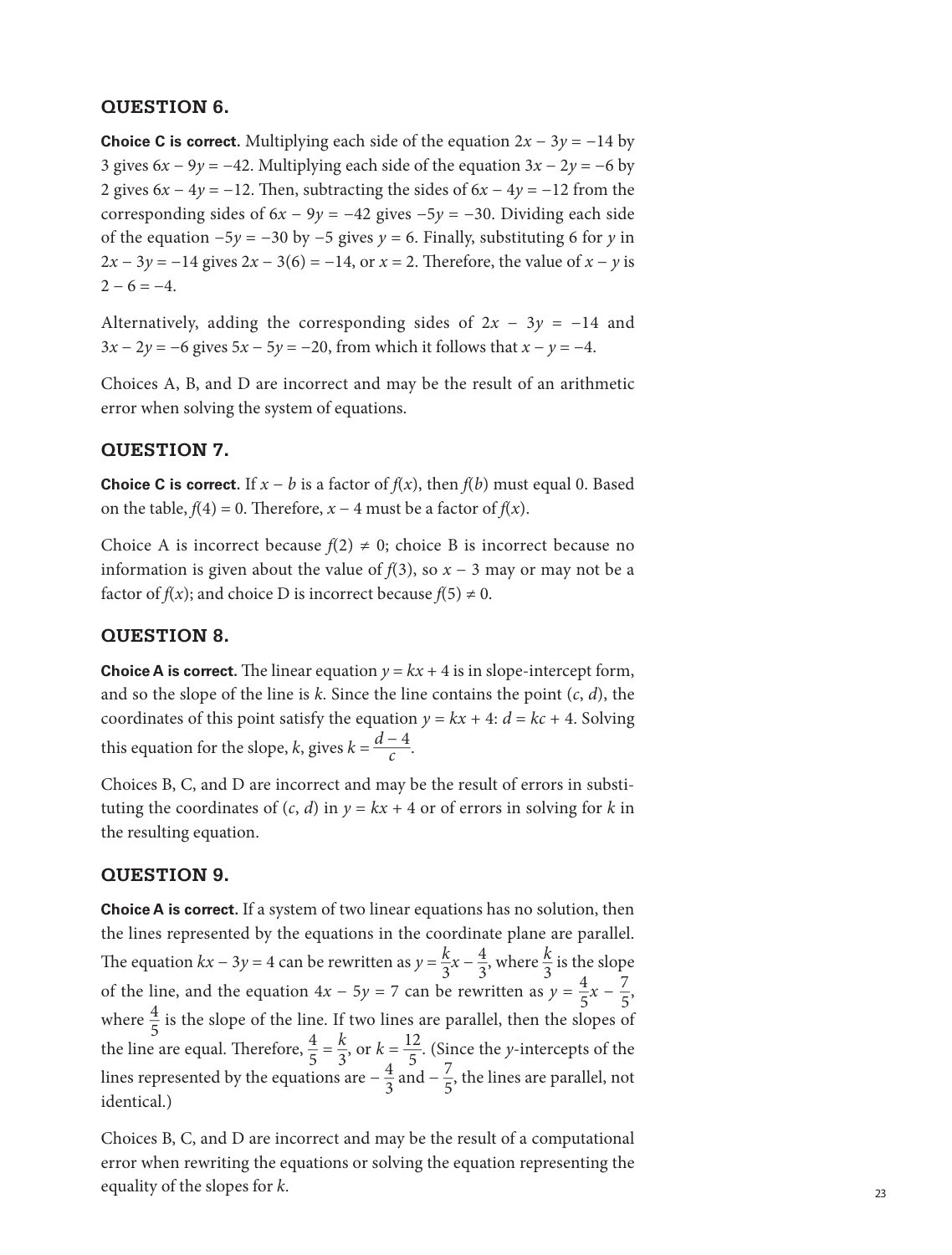### QUESTION 6.

**Choice C is correct.** Multiplying each side of the equation $2x - 3y = -14$ by 3 gives $6x - 9y = -42$. Multiplying each side of the equation $3x - 2y = -6$ by 2 gives $6x - 4y = -12$. Then, subtracting the sides of $6x - 4y = -12$ from the corresponding sides of $6x - 9y = -42$ gives $-5y = -30$. Dividing each side of the equation $-5y = -30$ by $-5$ gives $y = 6$. Finally, substituting 6 for $y$ in $2x - 3y = -14$ gives $2x - 3(6) = -14$, or $x = 2$. Therefore, the value of $x - y$ is $2 - 6 = -4$.

Alternatively, adding the corresponding sides of $2x - 3y = -14$ and $3x - 2y = -6$ gives $5x - 5y = -20$, from which it follows that $x - y = -4$.

Choices A, B, and D are incorrect and may be the result of an arithmetic error when solving the system of equations.

### QUESTION 7.

**Choice C is correct.** If $x - b$ is a factor of $f(x)$, then $f(b)$ must equal 0. Based on the table, $f(4) = 0$. Therefore, $x - 4$ must be a factor of $f(x)$.

Choice A is incorrect because $f(2) \neq 0$; choice B is incorrect because no information is given about the value of $f(3)$, so $x - 3$ may or may not be a factor of $f(x)$; and choice D is incorrect because $f(5) \neq 0$.

### QUESTION 8.

**Choice A is correct.** The linear equation $y = kx + 4$ is in slope-intercept form, and so the slope of the line is $k$. Since the line contains the point $(c, d)$, the coordinates of this point satisfy the equation $y = kx + 4$: $d = kc + 4$. Solving this equation for the slope, $k$, gives $k = \frac{d - 4}{c}$.

Choices B, C, and D are incorrect and may be the result of errors in substituting the coordinates of $(c, d)$ in $y = kx + 4$ or of errors in solving for $k$ in the resulting equation.

### QUESTION 9.

**Choice A is correct.** If a system of two linear equations has no solution, then the lines represented by the equations in the coordinate plane are parallel. The equation $kx - 3y = 4$ can be rewritten as $y = \frac{k}{3}x - \frac{4}{3}$, where $\frac{k}{3}$ is the slope of the line, and the equation $4x - 5y = 7$ can be rewritten as $y = \frac{4}{5}x - \frac{7}{5}$, where $\frac{4}{5}$ is the slope of the line. If two lines are parallel, then the slopes of the line are equal. Therefore, $\frac{4}{5} = \frac{k}{3}$, or $k = \frac{12}{5}$. (Since the $y$-intercepts of the lines represented by the equations are $-\frac{4}{3}$ and $-\frac{7}{5}$, the lines are parallel, not identical.)

Choices B, C, and D are incorrect and may be the result of a computational error when rewriting the equations or solving the equation representing the equality of the slopes for $k$.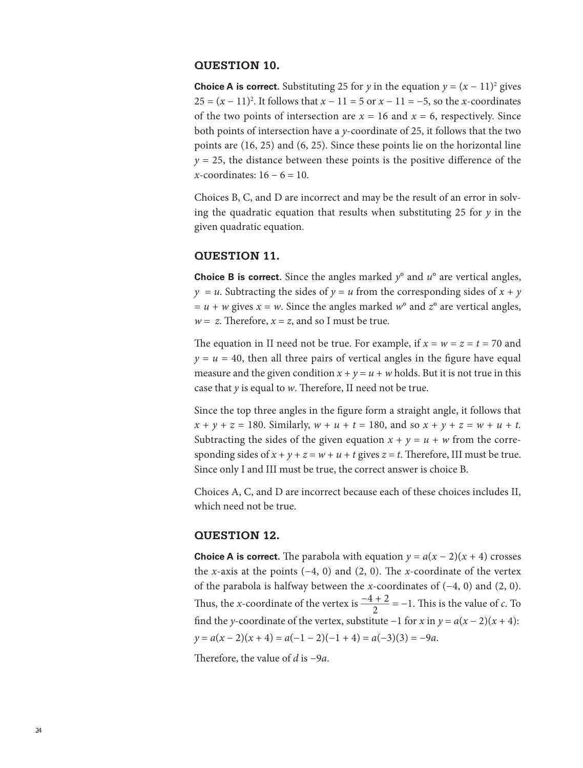### QUESTION 10.

**Choice A is correct.** Substituting 25 for $y$ in the equation $y = (x - 11)^2$ gives $25 = (x - 11)^2$. It follows that $x - 11 = 5$ or $x - 11 = -5$, so the $x$-coordinates of the two points of intersection are $x = 16$ and $x = 6$, respectively. Since both points of intersection have a $y$-coordinate of 25, it follows that the two points are (16, 25) and (6, 25). Since these points lie on the horizontal line $y = 25$, the distance between these points is the positive difference of the $x$-coordinates: $16 - 6 = 10$.

Choices B, C, and D are incorrect and may be the result of an error in solving the quadratic equation that results when substituting 25 for $y$ in the given quadratic equation.

### QUESTION 11.

**Choice B is correct.** Since the angles marked $y°$ and $u°$ are vertical angles, $y = u$. Subtracting the sides of $y = u$ from the corresponding sides of $x + y = u + w$ gives $x = w$. Since the angles marked $w°$ and $z°$ are vertical angles, $w = z$. Therefore, $x = z$, and so I must be true.

The equation in II need not be true. For example, if $x = w = z = t = 70$ and $y = u = 40$, then all three pairs of vertical angles in the figure have equal measure and the given condition $x + y = u + w$ holds. But it is not true in this case that $y$ is equal to $w$. Therefore, II need not be true.

Since the top three angles in the figure form a straight angle, it follows that $x + y + z = 180$. Similarly, $w + u + t = 180$, and so $x + y + z = w + u + t$. Subtracting the sides of the given equation $x + y = u + w$ from the corresponding sides of $x + y + z = w + u + t$ gives $z = t$. Therefore, III must be true. Since only I and III must be true, the correct answer is choice B.

Choices A, C, and D are incorrect because each of these choices includes II, which need not be true.

### QUESTION 12.

**Choice A is correct.** The parabola with equation $y = a(x - 2)(x + 4)$ crosses the $x$-axis at the points $(-4, 0)$ and $(2, 0)$. The $x$-coordinate of the vertex of the parabola is halfway between the $x$-coordinates of $(-4, 0)$ and $(2, 0)$. Thus, the $x$-coordinate of the vertex is $\frac{-4 + 2}{2} = -1$. This is the value of $c$. To find the $y$-coordinate of the vertex, substitute $-1$ for $x$ in $y = a(x - 2)(x + 4)$: $y = a(x - 2)(x + 4) = a(-1 - 2)(-1 + 4) = a(-3)(3) = -9a$.

Therefore, the value of $d$ is $-9a$.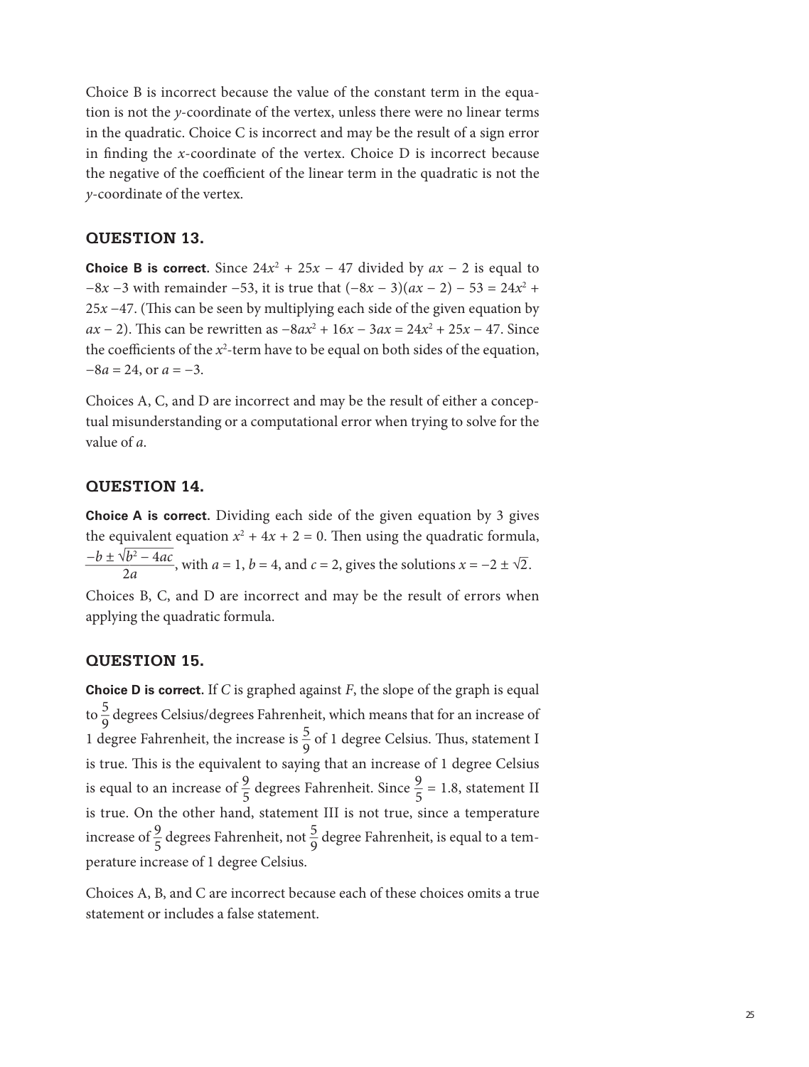Choice B is incorrect because the value of the constant term in the equation is not the $y$-coordinate of the vertex, unless there were no linear terms in the quadratic. Choice C is incorrect and may be the result of a sign error in finding the $x$-coordinate of the vertex. Choice D is incorrect because the negative of the coefficient of the linear term in the quadratic is not the $y$-coordinate of the vertex.

## QUESTION 13.

**Choice B is correct.** Since $24x^2 + 25x - 47$ divided by $ax - 2$ is equal to $-8x - 3$ with remainder $-53$, it is true that $(-8x - 3)(ax - 2) - 53 = 24x^2 + 25x - 47$. (This can be seen by multiplying each side of the given equation by $ax - 2$). This can be rewritten as $-8ax^2 + 16x - 3ax = 24x^2 + 25x - 47$. Since the coefficients of the $x^2$-term have to be equal on both sides of the equation, $-8a = 24$, or $a = -3$.

Choices A, C, and D are incorrect and may be the result of either a conceptual misunderstanding or a computational error when trying to solve for the value of $a$.

## QUESTION 14.

**Choice A is correct.** Dividing each side of the given equation by 3 gives the equivalent equation $x^2 + 4x + 2 = 0$. Then using the quadratic formula, $\frac{-b \pm \sqrt{b^2 - 4ac}}{2a}$, with $a = 1$, $b = 4$, and $c = 2$, gives the solutions $x = -2 \pm \sqrt{2}$.

Choices B, C, and D are incorrect and may be the result of errors when applying the quadratic formula.

## QUESTION 15.

**Choice D is correct.** If $C$ is graphed against $F$, the slope of the graph is equal to $\frac{5}{9}$ degrees Celsius/degrees Fahrenheit, which means that for an increase of 1 degree Fahrenheit, the increase is $\frac{5}{9}$ of 1 degree Celsius. Thus, statement I is true. This is the equivalent to saying that an increase of 1 degree Celsius is equal to an increase of $\frac{9}{5}$ degrees Fahrenheit. Since $\frac{9}{5} = 1.8$, statement II is true. On the other hand, statement III is not true, since a temperature increase of $\frac{9}{5}$ degrees Fahrenheit, not $\frac{5}{9}$ degree Fahrenheit, is equal to a temperature increase of 1 degree Celsius.

Choices A, B, and C are incorrect because each of these choices omits a true statement or includes a false statement.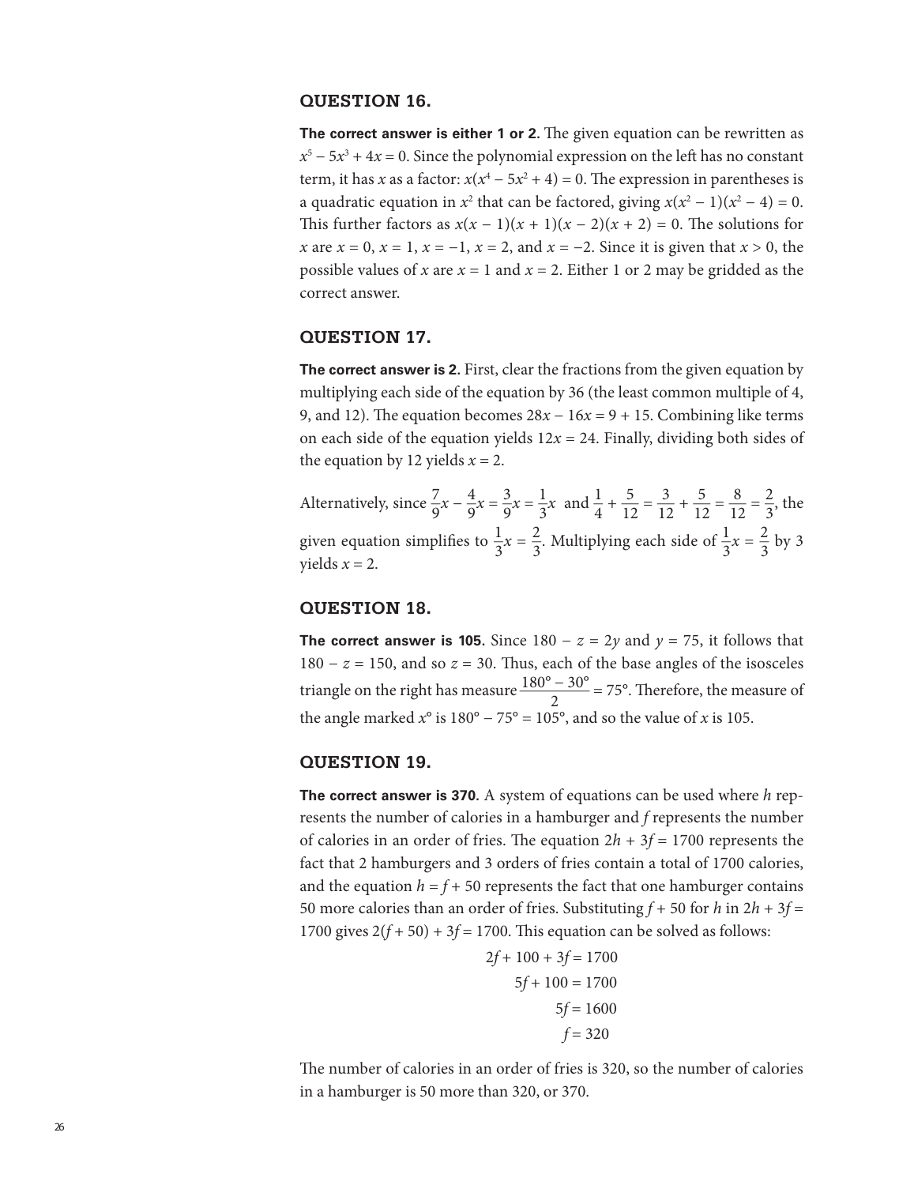### QUESTION 16.

**The correct answer is either 1 or 2.** The given equation can be rewritten as $x^5 - 5x^3 + 4x = 0$. Since the polynomial expression on the left has no constant term, it has $x$ as a factor: $x(x^4 - 5x^2 + 4) = 0$. The expression in parentheses is a quadratic equation in $x^2$ that can be factored, giving $x(x^2 - 1)(x^2 - 4) = 0$. This further factors as $x(x - 1)(x + 1)(x - 2)(x + 2) = 0$. The solutions for $x$ are $x = 0$, $x = 1$, $x = -1$, $x = 2$, and $x = -2$. Since it is given that $x > 0$, the possible values of $x$ are $x = 1$ and $x = 2$. Either 1 or 2 may be gridded as the correct answer.

### QUESTION 17.

**The correct answer is 2.** First, clear the fractions from the given equation by multiplying each side of the equation by 36 (the least common multiple of 4, 9, and 12). The equation becomes $28x - 16x = 9 + 15$. Combining like terms on each side of the equation yields $12x = 24$. Finally, dividing both sides of the equation by 12 yields $x = 2$.

Alternatively, since $\frac{7}{9}x - \frac{4}{9}x = \frac{3}{9}x = \frac{1}{3}x$ and $\frac{1}{4} + \frac{5}{12} = \frac{3}{12} + \frac{5}{12} = \frac{8}{12} = \frac{2}{3}$, the given equation simplifies to $\frac{1}{3}x = \frac{2}{3}$. Multiplying each side of $\frac{1}{3}x = \frac{2}{3}$ by 3 yields $x = 2$.

### QUESTION 18.

**The correct answer is 105.** Since $180 - z = 2y$ and $y = 75$, it follows that $180 - z = 150$, and so $z = 30$. Thus, each of the base angles of the isosceles triangle on the right has measure $\frac{180° - 30°}{2} = 75°$. Therefore, the measure of the angle marked $x°$ is $180° - 75° = 105°$, and so the value of $x$ is 105.

### QUESTION 19.

**The correct answer is 370.** A system of equations can be used where $h$ represents the number of calories in a hamburger and $f$ represents the number of calories in an order of fries. The equation $2h + 3f = 1700$ represents the fact that 2 hamburgers and 3 orders of fries contain a total of 1700 calories, and the equation $h = f + 50$ represents the fact that one hamburger contains 50 more calories than an order of fries. Substituting $f + 50$ for $h$ in $2h + 3f = 1700$ gives $2(f + 50) + 3f = 1700$. This equation can be solved as follows:

$$2f + 100 + 3f = 1700$$
$$5f + 100 = 1700$$
$$5f = 1600$$
$$f = 320$$

The number of calories in an order of fries is 320, so the number of calories in a hamburger is 50 more than 320, or 370.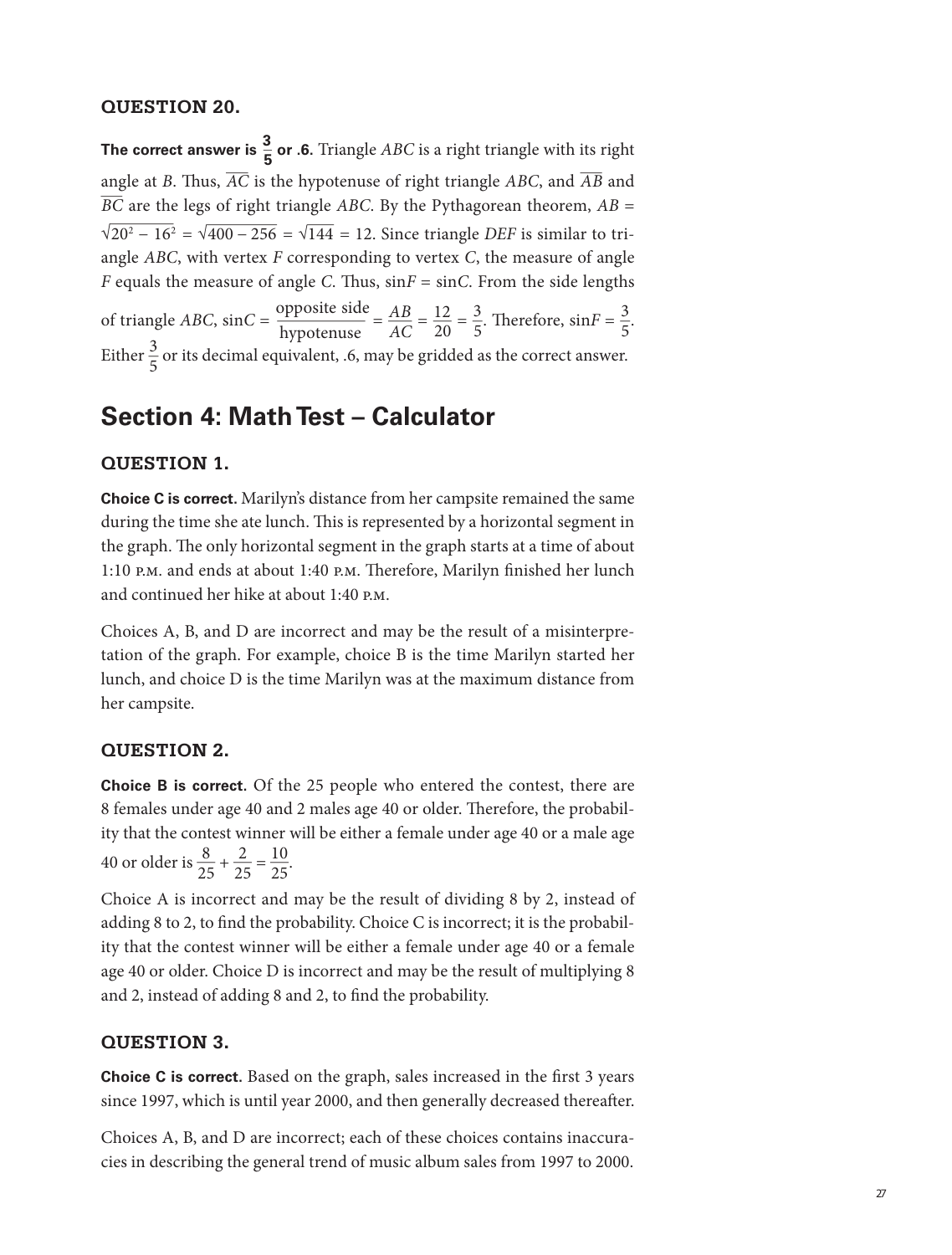### QUESTION 20.

**The correct answer is $\frac{3}{5}$ or .6.** Triangle *ABC* is a right triangle with its right angle at *B*. Thus, $\overline{AC}$ is the hypotenuse of right triangle *ABC*, and $\overline{AB}$ and $\overline{BC}$ are the legs of right triangle *ABC*. By the Pythagorean theorem, $AB = \sqrt{20^2 - 16^2} = \sqrt{400 - 256} = \sqrt{144} = 12$. Since triangle *DEF* is similar to triangle *ABC*, with vertex *F* corresponding to vertex *C*, the measure of angle *F* equals the measure of angle *C*. Thus, $\sin F = \sin C$. From the side lengths of triangle *ABC*, $\sin C = \frac{\text{opposite side}}{\text{hypotenuse}} = \frac{AB}{AC} = \frac{12}{20} = \frac{3}{5}$. Therefore, $\sin F = \frac{3}{5}$. Either $\frac{3}{5}$ or its decimal equivalent, .6, may be gridded as the correct answer.

## Section 4: Math Test – Calculator

### QUESTION 1.

**Choice C is correct.** Marilyn's distance from her campsite remained the same during the time she ate lunch. This is represented by a horizontal segment in the graph. The only horizontal segment in the graph starts at a time of about 1:10 P.M. and ends at about 1:40 P.M. Therefore, Marilyn finished her lunch and continued her hike at about 1:40 P.M.

Choices A, B, and D are incorrect and may be the result of a misinterpretation of the graph. For example, choice B is the time Marilyn started her lunch, and choice D is the time Marilyn was at the maximum distance from her campsite.

### QUESTION 2.

**Choice B is correct.** Of the 25 people who entered the contest, there are 8 females under age 40 and 2 males age 40 or older. Therefore, the probability that the contest winner will be either a female under age 40 or a male age 40 or older is $\frac{8}{25} + \frac{2}{25} = \frac{10}{25}$.

Choice A is incorrect and may be the result of dividing 8 by 2, instead of adding 8 to 2, to find the probability. Choice C is incorrect; it is the probability that the contest winner will be either a female under age 40 or a female age 40 or older. Choice D is incorrect and may be the result of multiplying 8 and 2, instead of adding 8 and 2, to find the probability.

### QUESTION 3.

**Choice C is correct.** Based on the graph, sales increased in the first 3 years since 1997, which is until year 2000, and then generally decreased thereafter.

Choices A, B, and D are incorrect; each of these choices contains inaccuracies in describing the general trend of music album sales from 1997 to 2000.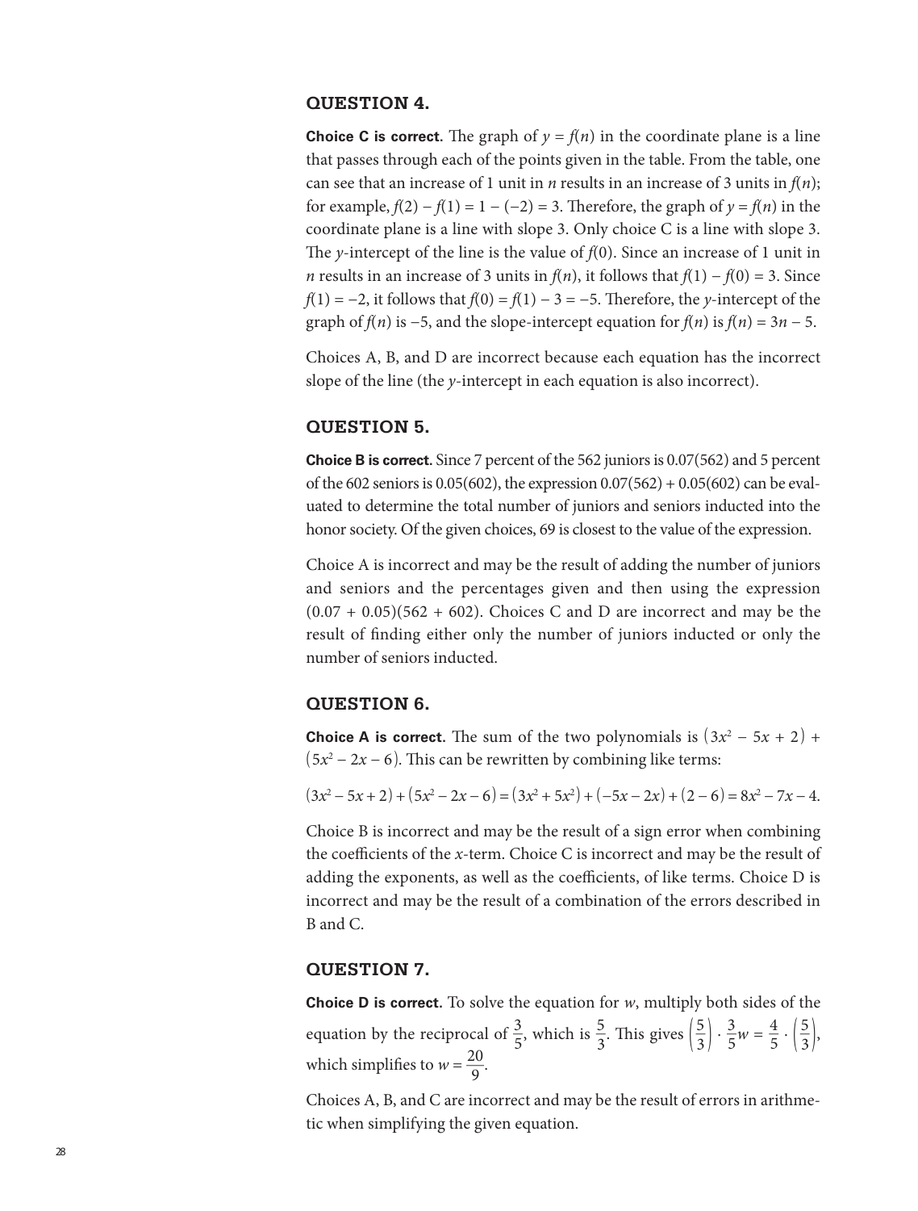## QUESTION 4.

**Choice C is correct.** The graph of $y = f(n)$ in the coordinate plane is a line that passes through each of the points given in the table. From the table, one can see that an increase of 1 unit in $n$ results in an increase of 3 units in $f(n)$; for example, $f(2) - f(1) = 1 - (-2) = 3$. Therefore, the graph of $y = f(n)$ in the coordinate plane is a line with slope 3. Only choice C is a line with slope 3. The $y$-intercept of the line is the value of $f(0)$. Since an increase of 1 unit in $n$ results in an increase of 3 units in $f(n)$, it follows that $f(1) - f(0) = 3$. Since $f(1) = -2$, it follows that $f(0) = f(1) - 3 = -5$. Therefore, the $y$-intercept of the graph of $f(n)$ is $-5$, and the slope-intercept equation for $f(n)$ is $f(n) = 3n - 5$.

Choices A, B, and D are incorrect because each equation has the incorrect slope of the line (the $y$-intercept in each equation is also incorrect).

## QUESTION 5.

**Choice B is correct.** Since 7 percent of the 562 juniors is 0.07(562) and 5 percent of the 602 seniors is 0.05(602), the expression $0.07(562) + 0.05(602)$ can be evaluated to determine the total number of juniors and seniors inducted into the honor society. Of the given choices, 69 is closest to the value of the expression.

Choice A is incorrect and may be the result of adding the number of juniors and seniors and the percentages given and then using the expression $(0.07 + 0.05)(562 + 602)$. Choices C and D are incorrect and may be the result of finding either only the number of juniors inducted or only the number of seniors inducted.

## QUESTION 6.

**Choice A is correct.** The sum of the two polynomials is $(3x^2 - 5x + 2) + (5x^2 - 2x - 6)$. This can be rewritten by combining like terms:

$$(3x^2 - 5x + 2) + (5x^2 - 2x - 6) = (3x^2 + 5x^2) + (-5x - 2x) + (2 - 6) = 8x^2 - 7x - 4.$$

Choice B is incorrect and may be the result of a sign error when combining the coefficients of the $x$-term. Choice C is incorrect and may be the result of adding the exponents, as well as the coefficients, of like terms. Choice D is incorrect and may be the result of a combination of the errors described in B and C.

## QUESTION 7.

**Choice D is correct.** To solve the equation for $w$, multiply both sides of the equation by the reciprocal of $\frac{3}{5}$, which is $\frac{5}{3}$. This gives $\left(\frac{5}{3}\right) \cdot \frac{3}{5}w = \frac{4}{5} \cdot \left(\frac{5}{3}\right)$, which simplifies to $w = \frac{20}{9}$.

Choices A, B, and C are incorrect and may be the result of errors in arithmetic when simplifying the given equation.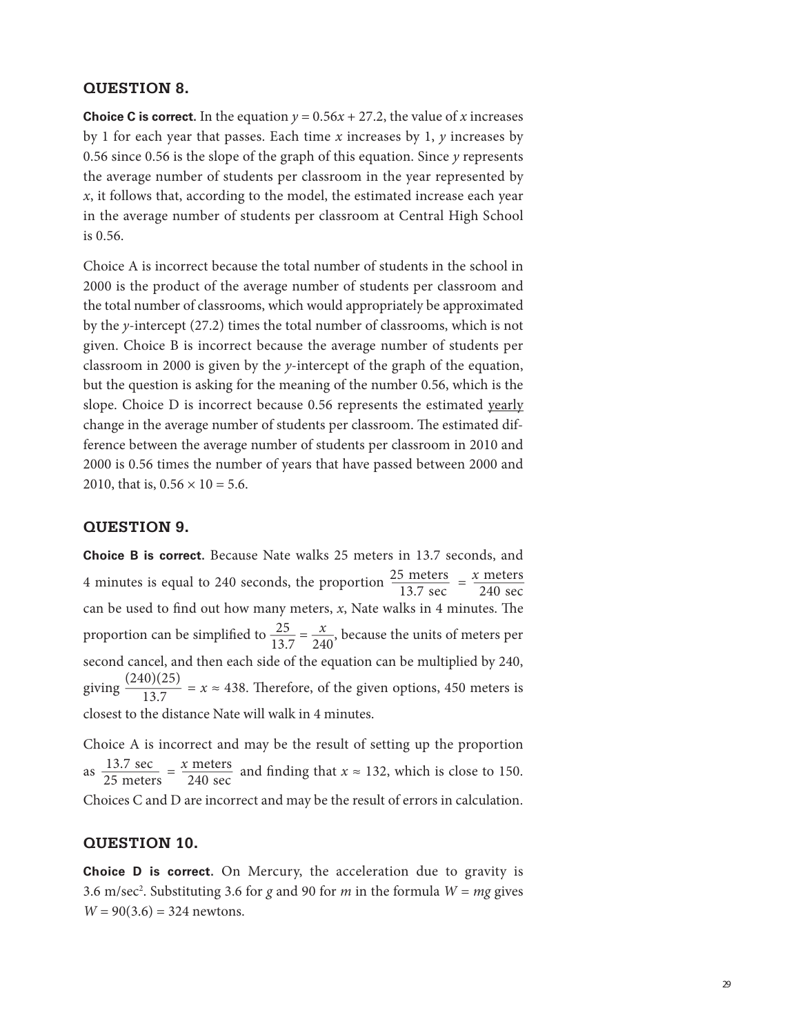## QUESTION 8.

**Choice C is correct.** In the equation $y = 0.56x + 27.2$, the value of $x$ increases by 1 for each year that passes. Each time $x$ increases by 1, $y$ increases by 0.56 since 0.56 is the slope of the graph of this equation. Since $y$ represents the average number of students per classroom in the year represented by $x$, it follows that, according to the model, the estimated increase each year in the average number of students per classroom at Central High School is 0.56.

Choice A is incorrect because the total number of students in the school in 2000 is the product of the average number of students per classroom and the total number of classrooms, which would appropriately be approximated by the $y$-intercept (27.2) times the total number of classrooms, which is not given. Choice B is incorrect because the average number of students per classroom in 2000 is given by the $y$-intercept of the graph of the equation, but the question is asking for the meaning of the number 0.56, which is the slope. Choice D is incorrect because 0.56 represents the estimated yearly change in the average number of students per classroom. The estimated difference between the average number of students per classroom in 2010 and 2000 is 0.56 times the number of years that have passed between 2000 and 2010, that is, $0.56 \times 10 = 5.6$.

## QUESTION 9.

**Choice B is correct.** Because Nate walks 25 meters in 13.7 seconds, and 4 minutes is equal to 240 seconds, the proportion $\frac{25 \text{ meters}}{13.7 \text{ sec}} = \frac{x \text{ meters}}{240 \text{ sec}}$ can be used to find out how many meters, $x$, Nate walks in 4 minutes. The proportion can be simplified to $\frac{25}{13.7} = \frac{x}{240}$, because the units of meters per second cancel, and then each side of the equation can be multiplied by 240, giving $\frac{(240)(25)}{13.7} = x \approx 438$. Therefore, of the given options, 450 meters is closest to the distance Nate will walk in 4 minutes.

Choice A is incorrect and may be the result of setting up the proportion as $\frac{13.7 \text{ sec}}{25 \text{ meters}} = \frac{x \text{ meters}}{240 \text{ sec}}$ and finding that $x \approx 132$, which is close to 150. Choices C and D are incorrect and may be the result of errors in calculation.

## QUESTION 10.

**Choice D is correct.** On Mercury, the acceleration due to gravity is $3.6 \text{ m/sec}^2$. Substituting 3.6 for $g$ and 90 for $m$ in the formula $W = mg$ gives $W = 90(3.6) = 324$ newtons.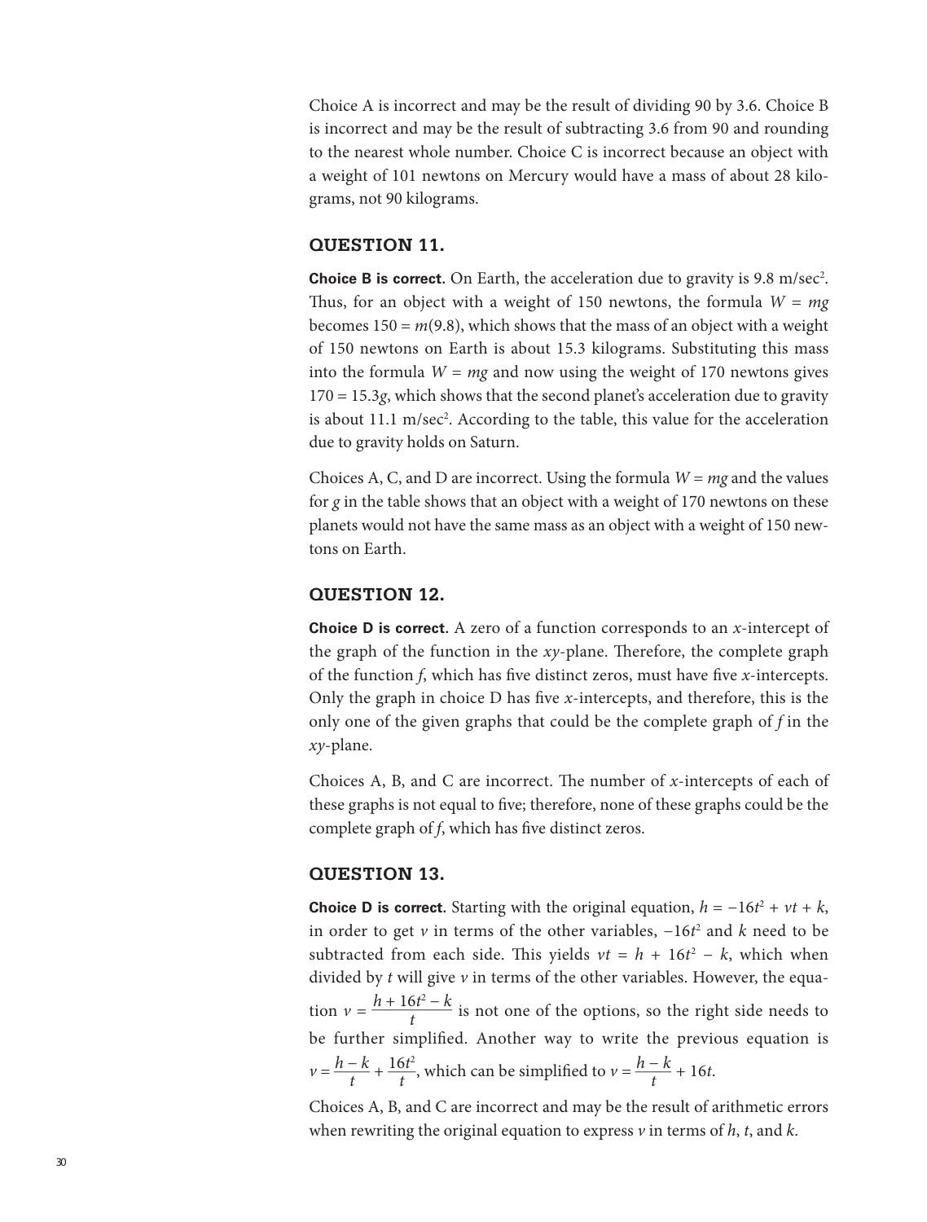Choice A is incorrect and may be the result of dividing 90 by 3.6. Choice B is incorrect and may be the result of subtracting 3.6 from 90 and rounding to the nearest whole number. Choice C is incorrect because an object with a weight of 101 newtons on Mercury would have a mass of about 28 kilograms, not 90 kilograms.

## QUESTION 11.

**Choice B is correct.** On Earth, the acceleration due to gravity is 9.8 m/sec$^2$. Thus, for an object with a weight of 150 newtons, the formula $W = mg$ becomes $150 = m(9.8)$, which shows that the mass of an object with a weight of 150 newtons on Earth is about 15.3 kilograms. Substituting this mass into the formula $W = mg$ and now using the weight of 170 newtons gives $170 = 15.3g$, which shows that the second planet's acceleration due to gravity is about 11.1 m/sec$^2$. According to the table, this value for the acceleration due to gravity holds on Saturn.

Choices A, C, and D are incorrect. Using the formula $W = mg$ and the values for $g$ in the table shows that an object with a weight of 170 newtons on these planets would not have the same mass as an object with a weight of 150 newtons on Earth.

## QUESTION 12.

**Choice D is correct.** A zero of a function corresponds to an $x$-intercept of the graph of the function in the $xy$-plane. Therefore, the complete graph of the function $f$, which has five distinct zeros, must have five $x$-intercepts. Only the graph in choice D has five $x$-intercepts, and therefore, this is the only one of the given graphs that could be the complete graph of $f$ in the $xy$-plane.

Choices A, B, and C are incorrect. The number of $x$-intercepts of each of these graphs is not equal to five; therefore, none of these graphs could be the complete graph of $f$, which has five distinct zeros.

## QUESTION 13.

**Choice D is correct.** Starting with the original equation, $h = -16t^2 + vt + k$, in order to get $v$ in terms of the other variables, $-16t^2$ and $k$ need to be subtracted from each side. This yields $vt = h + 16t^2 - k$, which when divided by $t$ will give $v$ in terms of the other variables. However, the equation $v = \frac{h + 16t^2 - k}{t}$ is not one of the options, so the right side needs to be further simplified. Another way to write the previous equation is $v = \frac{h - k}{t} + \frac{16t^2}{t}$, which can be simplified to $v = \frac{h - k}{t} + 16t$.

Choices A, B, and C are incorrect and may be the result of arithmetic errors when rewriting the original equation to express $v$ in terms of $h$, $t$, and $k$.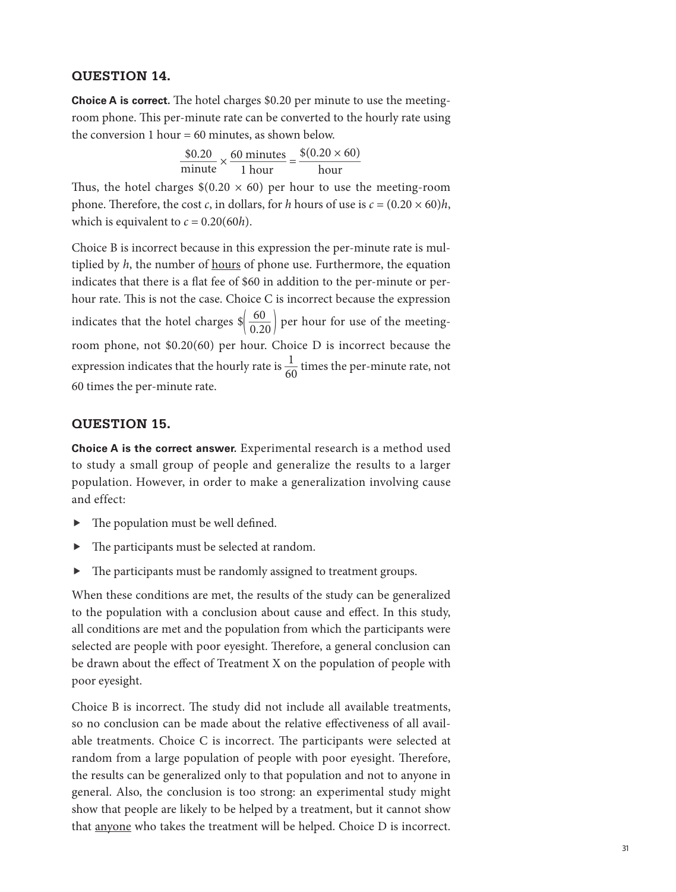### QUESTION 14.

**Choice A is correct.** The hotel charges \$0.20 per minute to use the meeting-room phone. This per-minute rate can be converted to the hourly rate using the conversion 1 hour = 60 minutes, as shown below.

$$\frac{\$0.20}{\text{minute}} \times \frac{60 \text{ minutes}}{1 \text{ hour}} = \frac{\$(0.20 \times 60)}{\text{hour}}$$

Thus, the hotel charges $\$(0.20 \times 60)$ per hour to use the meeting-room phone. Therefore, the cost $c$, in dollars, for $h$ hours of use is $c = (0.20 \times 60)h$, which is equivalent to $c = 0.20(60h)$.

Choice B is incorrect because in this expression the per-minute rate is multiplied by $h$, the number of <u>hours</u> of phone use. Furthermore, the equation indicates that there is a flat fee of \$60 in addition to the per-minute or per-hour rate. This is not the case. Choice C is incorrect because the expression indicates that the hotel charges $\$\left(\frac{60}{0.20}\right)$ per hour for use of the meeting-room phone, not \$0.20(60) per hour. Choice D is incorrect because the expression indicates that the hourly rate is $\frac{1}{60}$ times the per-minute rate, not 60 times the per-minute rate.

### QUESTION 15.

**Choice A is the correct answer.** Experimental research is a method used to study a small group of people and generalize the results to a larger population. However, in order to make a generalization involving cause and effect:

- The population must be well defined.
- The participants must be selected at random.
- The participants must be randomly assigned to treatment groups.

When these conditions are met, the results of the study can be generalized to the population with a conclusion about cause and effect. In this study, all conditions are met and the population from which the participants were selected are people with poor eyesight. Therefore, a general conclusion can be drawn about the effect of Treatment X on the population of people with poor eyesight.

Choice B is incorrect. The study did not include all available treatments, so no conclusion can be made about the relative effectiveness of all available treatments. Choice C is incorrect. The participants were selected at random from a large population of people with poor eyesight. Therefore, the results can be generalized only to that population and not to anyone in general. Also, the conclusion is too strong: an experimental study might show that people are likely to be helped by a treatment, but it cannot show that <u>anyone</u> who takes the treatment will be helped. Choice D is incorrect.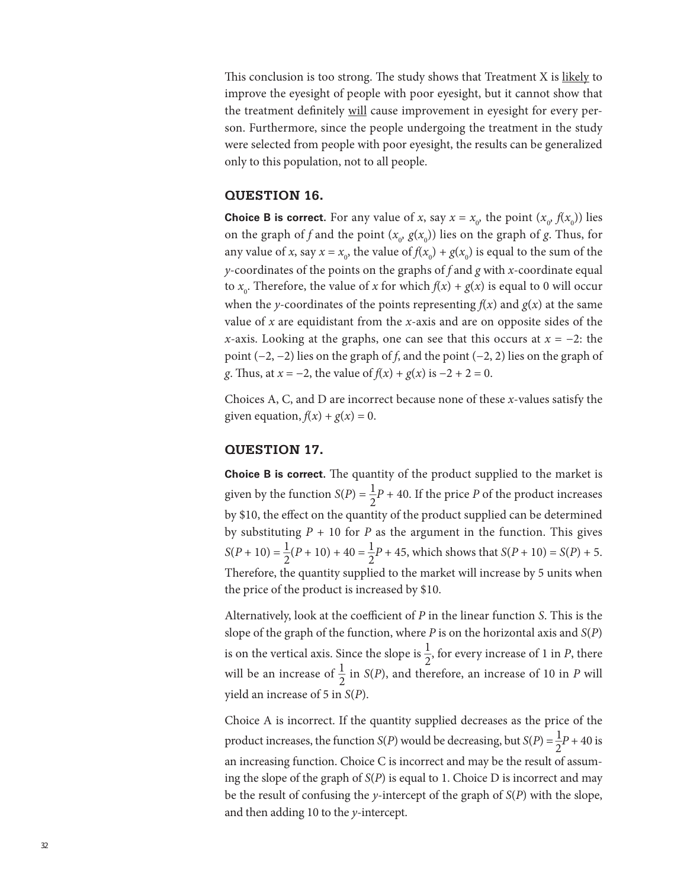This conclusion is too strong. The study shows that Treatment X is likely to improve the eyesight of people with poor eyesight, but it cannot show that the treatment definitely will cause improvement in eyesight for every person. Furthermore, since the people undergoing the treatment in the study were selected from people with poor eyesight, the results can be generalized only to this population, not to all people.

### QUESTION 16.

**Choice B is correct.** For any value of $x$, say $x = x_0$, the point $(x_0, f(x_0))$ lies on the graph of $f$ and the point $(x_0, g(x_0))$ lies on the graph of $g$. Thus, for any value of $x$, say $x = x_0$, the value of $f(x_0) + g(x_0)$ is equal to the sum of the $y$-coordinates of the points on the graphs of $f$ and $g$ with $x$-coordinate equal to $x_0$. Therefore, the value of $x$ for which $f(x) + g(x)$ is equal to 0 will occur when the $y$-coordinates of the points representing $f(x)$ and $g(x)$ at the same value of $x$ are equidistant from the $x$-axis and are on opposite sides of the $x$-axis. Looking at the graphs, one can see that this occurs at $x = -2$: the point $(-2, -2)$ lies on the graph of $f$, and the point $(-2, 2)$ lies on the graph of $g$. Thus, at $x = -2$, the value of $f(x) + g(x)$ is $-2 + 2 = 0$.

Choices A, C, and D are incorrect because none of these $x$-values satisfy the given equation, $f(x) + g(x) = 0$.

### QUESTION 17.

**Choice B is correct.** The quantity of the product supplied to the market is given by the function $S(P) = \frac{1}{2}P + 40$. If the price $P$ of the product increases by \$10, the effect on the quantity of the product supplied can be determined by substituting $P + 10$ for $P$ as the argument in the function. This gives $S(P + 10) = \frac{1}{2}(P + 10) + 40 = \frac{1}{2}P + 45$, which shows that $S(P + 10) = S(P) + 5$. Therefore, the quantity supplied to the market will increase by 5 units when the price of the product is increased by \$10.

Alternatively, look at the coefficient of $P$ in the linear function $S$. This is the slope of the graph of the function, where $P$ is on the horizontal axis and $S(P)$ is on the vertical axis. Since the slope is $\frac{1}{2}$, for every increase of 1 in $P$, there will be an increase of $\frac{1}{2}$ in $S(P)$, and therefore, an increase of 10 in $P$ will yield an increase of 5 in $S(P)$.

Choice A is incorrect. If the quantity supplied decreases as the price of the product increases, the function $S(P)$ would be decreasing, but $S(P) = \frac{1}{2}P + 40$ is an increasing function. Choice C is incorrect and may be the result of assuming the slope of the graph of $S(P)$ is equal to 1. Choice D is incorrect and may be the result of confusing the $y$-intercept of the graph of $S(P)$ with the slope, and then adding 10 to the $y$-intercept.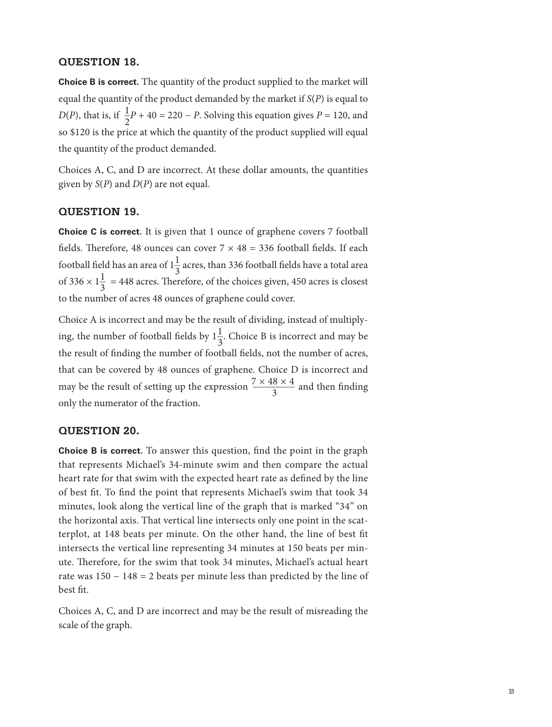### QUESTION 18.

**Choice B is correct.** The quantity of the product supplied to the market will equal the quantity of the product demanded by the market if $S(P)$ is equal to $D(P)$, that is, if $\frac{1}{2}P + 40 = 220 - P$. Solving this equation gives $P = 120$, and so \$120 is the price at which the quantity of the product supplied will equal the quantity of the product demanded.

Choices A, C, and D are incorrect. At these dollar amounts, the quantities given by $S(P)$ and $D(P)$ are not equal.

### QUESTION 19.

**Choice C is correct.** It is given that 1 ounce of graphene covers 7 football fields. Therefore, 48 ounces can cover $7 \times 48 = 336$ football fields. If each football field has an area of $1\frac{1}{3}$ acres, than 336 football fields have a total area of $336 \times 1\frac{1}{3} = 448$ acres. Therefore, of the choices given, 450 acres is closest to the number of acres 48 ounces of graphene could cover.

Choice A is incorrect and may be the result of dividing, instead of multiplying, the number of football fields by $1\frac{1}{3}$. Choice B is incorrect and may be the result of finding the number of football fields, not the number of acres, that can be covered by 48 ounces of graphene. Choice D is incorrect and may be the result of setting up the expression $\frac{7 \times 48 \times 4}{3}$ and then finding only the numerator of the fraction.

### QUESTION 20.

**Choice B is correct.** To answer this question, find the point in the graph that represents Michael's 34-minute swim and then compare the actual heart rate for that swim with the expected heart rate as defined by the line of best fit. To find the point that represents Michael's swim that took 34 minutes, look along the vertical line of the graph that is marked "34" on the horizontal axis. That vertical line intersects only one point in the scatterplot, at 148 beats per minute. On the other hand, the line of best fit intersects the vertical line representing 34 minutes at 150 beats per minute. Therefore, for the swim that took 34 minutes, Michael's actual heart rate was $150 - 148 = 2$ beats per minute less than predicted by the line of best fit.

Choices A, C, and D are incorrect and may be the result of misreading the scale of the graph.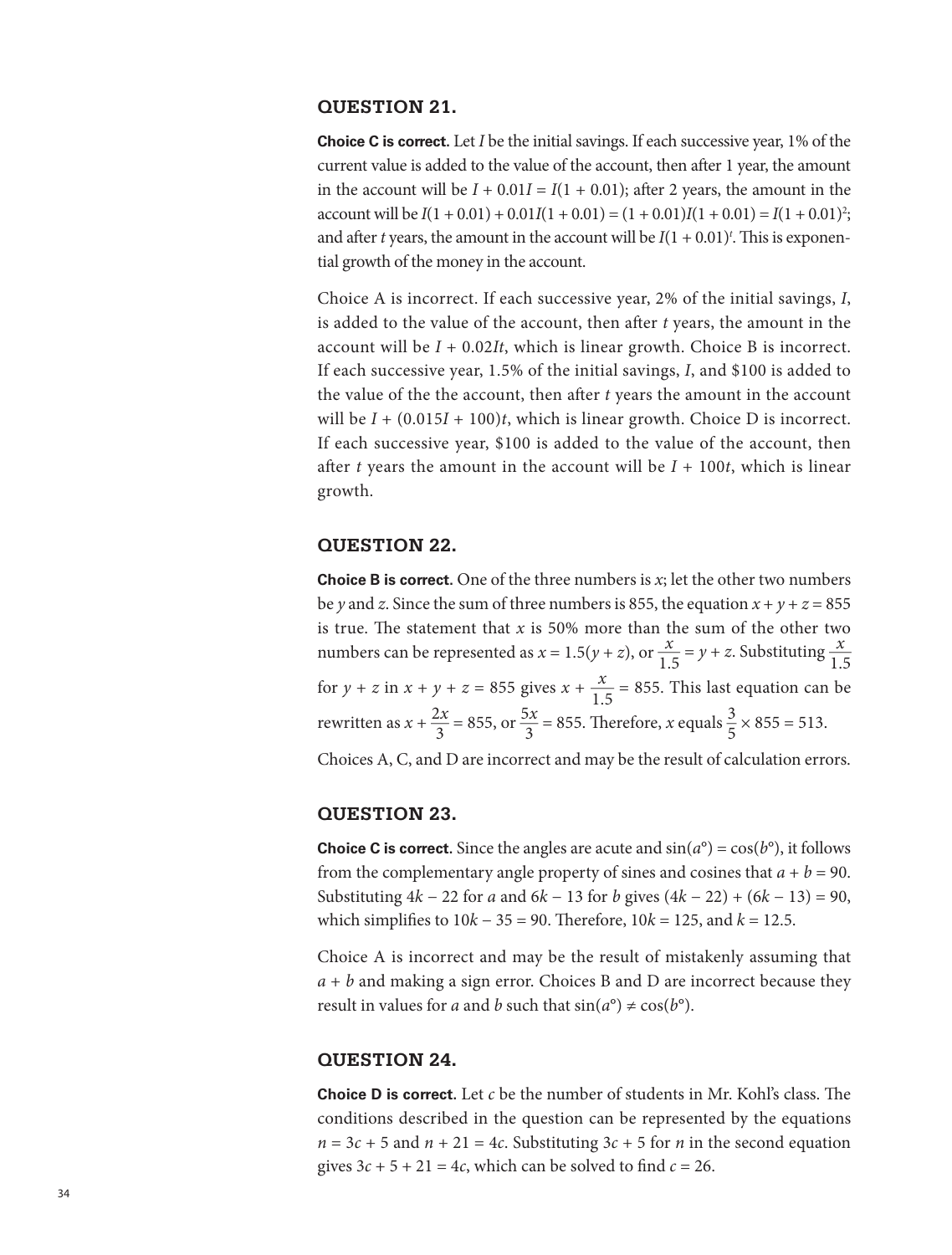## QUESTION 21.

**Choice C is correct.** Let $I$ be the initial savings. If each successive year, 1% of the current value is added to the value of the account, then after 1 year, the amount in the account will be $I + 0.01I = I(1 + 0.01)$; after 2 years, the amount in the account will be $I(1 + 0.01) + 0.01I(1 + 0.01) = (1 + 0.01)I(1 + 0.01) = I(1 + 0.01)^2$; and after $t$ years, the amount in the account will be $I(1 + 0.01)^t$. This is exponential growth of the money in the account.

Choice A is incorrect. If each successive year, 2% of the initial savings, $I$, is added to the value of the account, then after $t$ years, the amount in the account will be $I + 0.02It$, which is linear growth. Choice B is incorrect. If each successive year, 1.5% of the initial savings, $I$, and \$100 is added to the value of the the account, then after $t$ years the amount in the account will be $I + (0.015I + 100)t$, which is linear growth. Choice D is incorrect. If each successive year, \$100 is added to the value of the account, then after $t$ years the amount in the account will be $I + 100t$, which is linear growth.

## QUESTION 22.

**Choice B is correct.** One of the three numbers is $x$; let the other two numbers be $y$ and $z$. Since the sum of three numbers is 855, the equation $x + y + z = 855$ is true. The statement that $x$ is 50% more than the sum of the other two numbers can be represented as $x = 1.5(y + z)$, or $\frac{x}{1.5} = y + z$. Substituting $\frac{x}{1.5}$ for $y + z$ in $x + y + z = 855$ gives $x + \frac{x}{1.5} = 855$. This last equation can be rewritten as $x + \frac{2x}{3} = 855$, or $\frac{5x}{3} = 855$. Therefore, $x$ equals $\frac{3}{5} \times 855 = 513$.

Choices A, C, and D are incorrect and may be the result of calculation errors.

## QUESTION 23.

**Choice C is correct.** Since the angles are acute and $\sin(a°) = \cos(b°)$, it follows from the complementary angle property of sines and cosines that $a + b = 90$. Substituting $4k - 22$ for $a$ and $6k - 13$ for $b$ gives $(4k - 22) + (6k - 13) = 90$, which simplifies to $10k - 35 = 90$. Therefore, $10k = 125$, and $k = 12.5$.

Choice A is incorrect and may be the result of mistakenly assuming that $a + b$ and making a sign error. Choices B and D are incorrect because they result in values for $a$ and $b$ such that $\sin(a°) \neq \cos(b°)$.

## QUESTION 24.

**Choice D is correct.** Let $c$ be the number of students in Mr. Kohl's class. The conditions described in the question can be represented by the equations $n = 3c + 5$ and $n + 21 = 4c$. Substituting $3c + 5$ for $n$ in the second equation gives $3c + 5 + 21 = 4c$, which can be solved to find $c = 26$.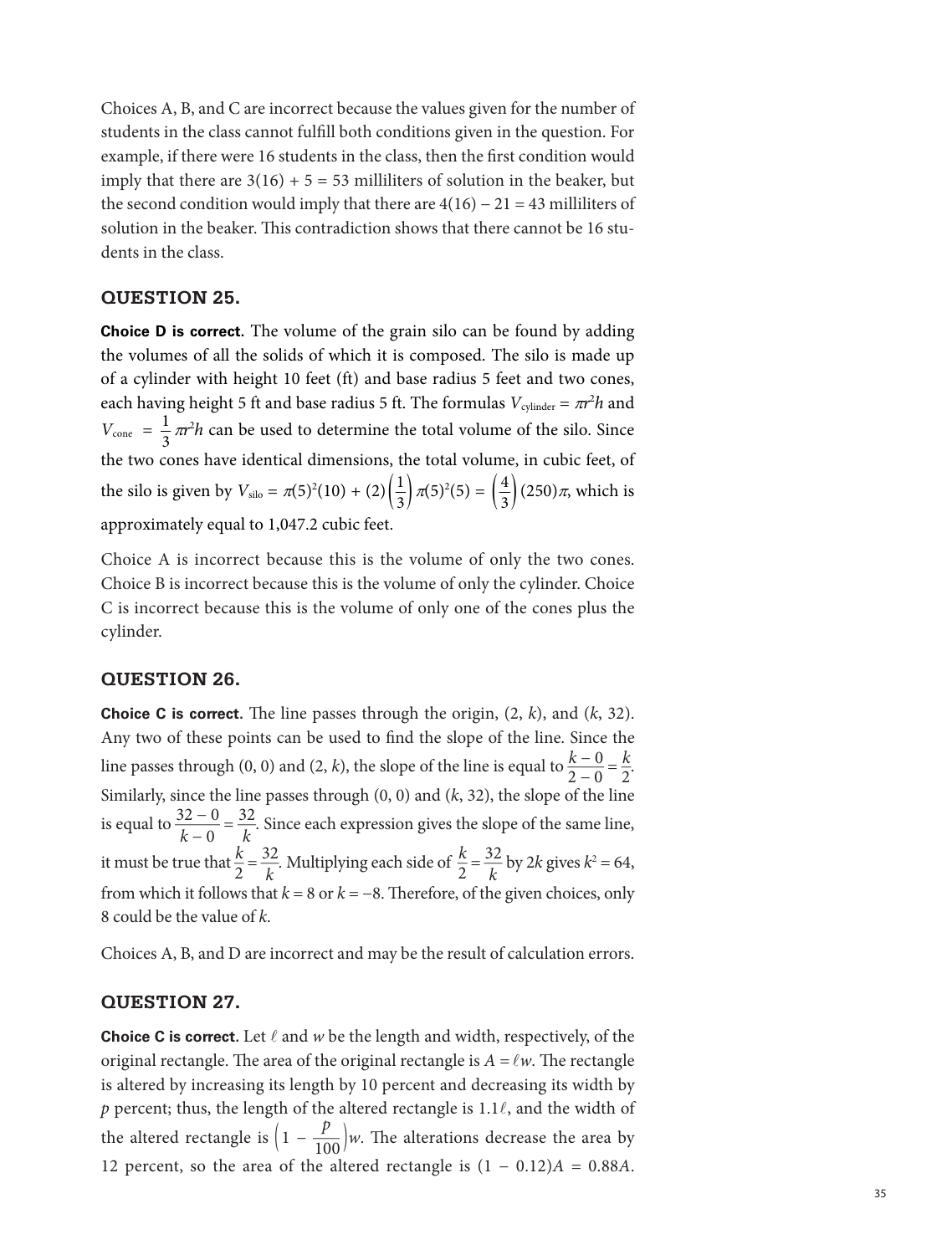Choices A, B, and C are incorrect because the values given for the number of students in the class cannot fulfill both conditions given in the question. For example, if there were 16 students in the class, then the first condition would imply that there are $3(16) + 5 = 53$ milliliters of solution in the beaker, but the second condition would imply that there are $4(16) - 21 = 43$ milliliters of solution in the beaker. This contradiction shows that there cannot be 16 students in the class.

### QUESTION 25.

**Choice D is correct.** The volume of the grain silo can be found by adding the volumes of all the solids of which it is composed. The silo is made up of a cylinder with height 10 feet (ft) and base radius 5 feet and two cones, each having height 5 ft and base radius 5 ft. The formulas $V_{\text{cylinder}} = \pi r^2 h$ and $V_{\text{cone}} = \frac{1}{3}\pi r^2 h$ can be used to determine the total volume of the silo. Since the two cones have identical dimensions, the total volume, in cubic feet, of the silo is given by $V_{\text{silo}} = \pi(5)^2(10) + (2)\left(\frac{1}{3}\right)\pi(5)^2(5) = \left(\frac{4}{3}\right)(250)\pi$, which is approximately equal to 1,047.2 cubic feet.

Choice A is incorrect because this is the volume of only the two cones. Choice B is incorrect because this is the volume of only the cylinder. Choice C is incorrect because this is the volume of only one of the cones plus the cylinder.

### QUESTION 26.

**Choice C is correct.** The line passes through the origin, $(2, k)$, and $(k, 32)$. Any two of these points can be used to find the slope of the line. Since the line passes through $(0, 0)$ and $(2, k)$, the slope of the line is equal to $\frac{k - 0}{2 - 0} = \frac{k}{2}$. Similarly, since the line passes through $(0, 0)$ and $(k, 32)$, the slope of the line is equal to $\frac{32 - 0}{k - 0} = \frac{32}{k}$. Since each expression gives the slope of the same line, it must be true that $\frac{k}{2} = \frac{32}{k}$. Multiplying each side of $\frac{k}{2} = \frac{32}{k}$ by $2k$ gives $k^2 = 64$, from which it follows that $k = 8$ or $k = -8$. Therefore, of the given choices, only 8 could be the value of $k$.

Choices A, B, and D are incorrect and may be the result of calculation errors.

### QUESTION 27.

**Choice C is correct.** Let $\ell$ and $w$ be the length and width, respectively, of the original rectangle. The area of the original rectangle is $A = \ell w$. The rectangle is altered by increasing its length by 10 percent and decreasing its width by $p$ percent; thus, the length of the altered rectangle is $1.1\ell$, and the width of the altered rectangle is $\left(1 - \frac{p}{100}\right)w$. The alterations decrease the area by 12 percent, so the area of the altered rectangle is $(1 - 0.12)A = 0.88A$.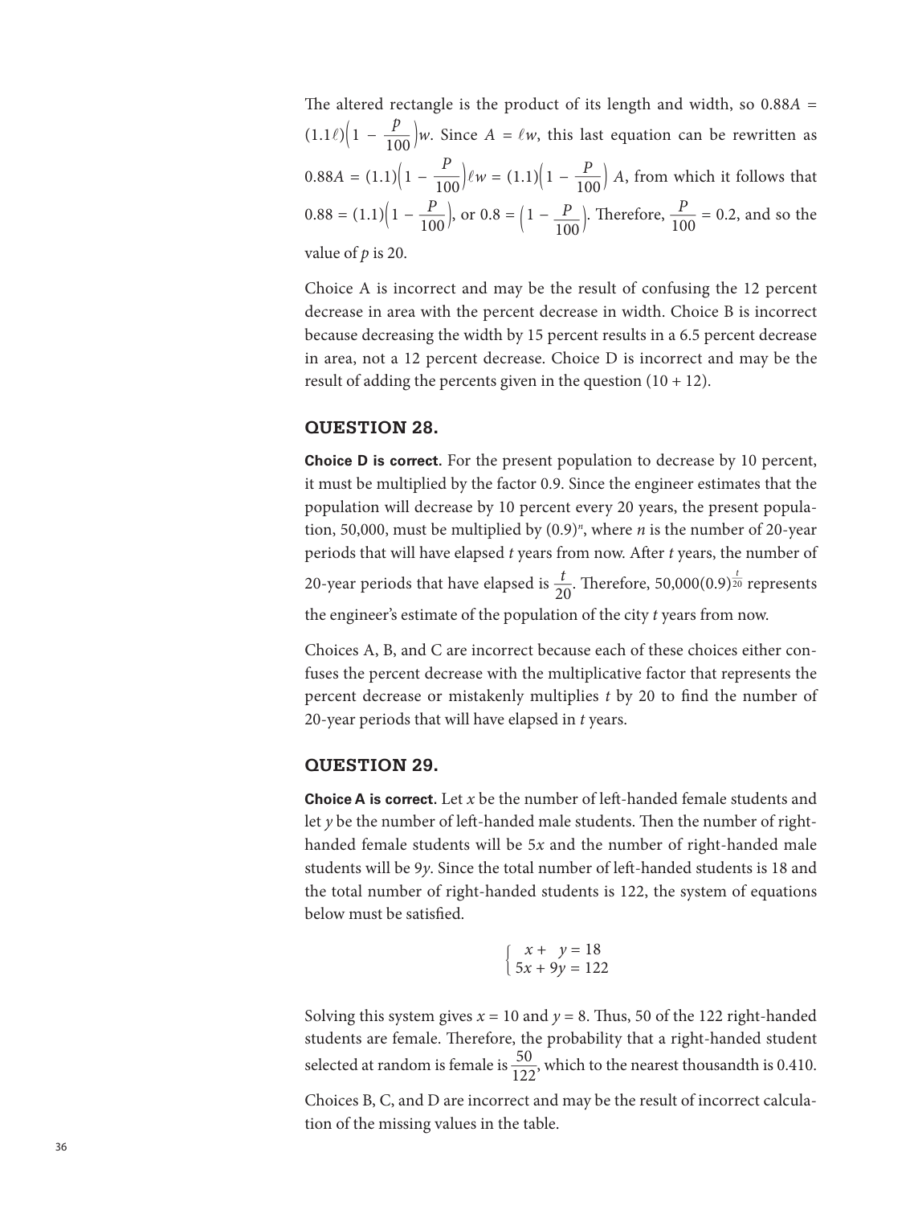The altered rectangle is the product of its length and width, so $0.88A = (1.1\ell)\left(1 - \frac{p}{100}\right)w$. Since $A = \ell w$, this last equation can be rewritten as $0.88A = (1.1)\left(1 - \frac{P}{100}\right)\ell w = (1.1)\left(1 - \frac{P}{100}\right) A$, from which it follows that $0.88 = (1.1)\left(1 - \frac{P}{100}\right)$, or $0.8 = \left(1 - \frac{P}{100}\right)$. Therefore, $\frac{P}{100} = 0.2$, and so the value of $p$ is 20.

Choice A is incorrect and may be the result of confusing the 12 percent decrease in area with the percent decrease in width. Choice B is incorrect because decreasing the width by 15 percent results in a 6.5 percent decrease in area, not a 12 percent decrease. Choice D is incorrect and may be the result of adding the percents given in the question (10 + 12).

## QUESTION 28.

**Choice D is correct.** For the present population to decrease by 10 percent, it must be multiplied by the factor 0.9. Since the engineer estimates that the population will decrease by 10 percent every 20 years, the present population, 50,000, must be multiplied by $(0.9)^n$, where $n$ is the number of 20-year periods that will have elapsed $t$ years from now. After $t$ years, the number of 20-year periods that have elapsed is $\frac{t}{20}$. Therefore, $50{,}000(0.9)^{\frac{t}{20}}$ represents the engineer's estimate of the population of the city $t$ years from now.

Choices A, B, and C are incorrect because each of these choices either confuses the percent decrease with the multiplicative factor that represents the percent decrease or mistakenly multiplies $t$ by 20 to find the number of 20-year periods that will have elapsed in $t$ years.

## QUESTION 29.

**Choice A is correct.** Let $x$ be the number of left-handed female students and let $y$ be the number of left-handed male students. Then the number of right-handed female students will be $5x$ and the number of right-handed male students will be $9y$. Since the total number of left-handed students is 18 and the total number of right-handed students is 122, the system of equations below must be satisfied.

$$\begin{cases} x + y = 18 \\ 5x + 9y = 122 \end{cases}$$

Solving this system gives $x = 10$ and $y = 8$. Thus, 50 of the 122 right-handed students are female. Therefore, the probability that a right-handed student selected at random is female is $\frac{50}{122}$, which to the nearest thousandth is 0.410.

Choices B, C, and D are incorrect and may be the result of incorrect calculation of the missing values in the table.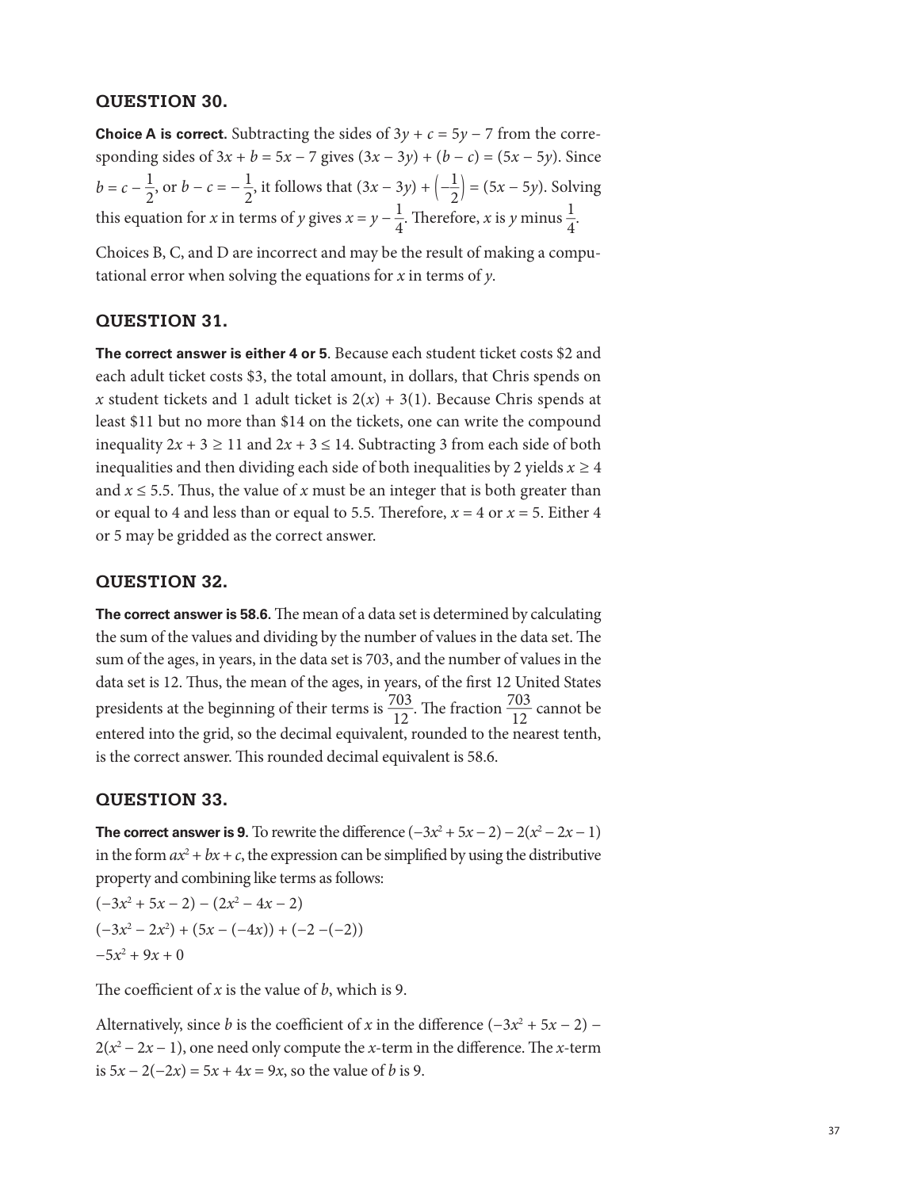## QUESTION 30.

**Choice A is correct.** Subtracting the sides of $3y + c = 5y - 7$ from the corresponding sides of $3x + b = 5x - 7$ gives $(3x - 3y) + (b - c) = (5x - 5y)$. Since $b = c - \frac{1}{2}$, or $b - c = -\frac{1}{2}$, it follows that $(3x - 3y) + \left(-\frac{1}{2}\right) = (5x - 5y)$. Solving this equation for $x$ in terms of $y$ gives $x = y - \frac{1}{4}$. Therefore, $x$ is $y$ minus $\frac{1}{4}$.

Choices B, C, and D are incorrect and may be the result of making a computational error when solving the equations for $x$ in terms of $y$.

## QUESTION 31.

**The correct answer is either 4 or 5**. Because each student ticket costs \$2 and each adult ticket costs \$3, the total amount, in dollars, that Chris spends on $x$ student tickets and 1 adult ticket is $2(x) + 3(1)$. Because Chris spends at least \$11 but no more than \$14 on the tickets, one can write the compound inequality $2x + 3 \geq 11$ and $2x + 3 \leq 14$. Subtracting 3 from each side of both inequalities and then dividing each side of both inequalities by 2 yields $x \geq 4$ and $x \leq 5.5$. Thus, the value of $x$ must be an integer that is both greater than or equal to 4 and less than or equal to 5.5. Therefore, $x = 4$ or $x = 5$. Either 4 or 5 may be gridded as the correct answer.

## QUESTION 32.

**The correct answer is 58.6.** The mean of a data set is determined by calculating the sum of the values and dividing by the number of values in the data set. The sum of the ages, in years, in the data set is 703, and the number of values in the data set is 12. Thus, the mean of the ages, in years, of the first 12 United States presidents at the beginning of their terms is $\frac{703}{12}$. The fraction $\frac{703}{12}$ cannot be entered into the grid, so the decimal equivalent, rounded to the nearest tenth, is the correct answer. This rounded decimal equivalent is 58.6.

## QUESTION 33.

**The correct answer is 9.** To rewrite the difference $(-3x^2 + 5x - 2) - 2(x^2 - 2x - 1)$ in the form $ax^2 + bx + c$, the expression can be simplified by using the distributive property and combining like terms as follows:

$(-3x^2 + 5x - 2) - (2x^2 - 4x - 2)$

$(-3x^2 - 2x^2) + (5x - (-4x)) + (-2 - (-2))$

$-5x^2 + 9x + 0$

The coefficient of $x$ is the value of $b$, which is 9.

Alternatively, since $b$ is the coefficient of $x$ in the difference $(-3x^2 + 5x - 2) - 2(x^2 - 2x - 1)$, one need only compute the $x$-term in the difference. The $x$-term is $5x - 2(-2x) = 5x + 4x = 9x$, so the value of $b$ is 9.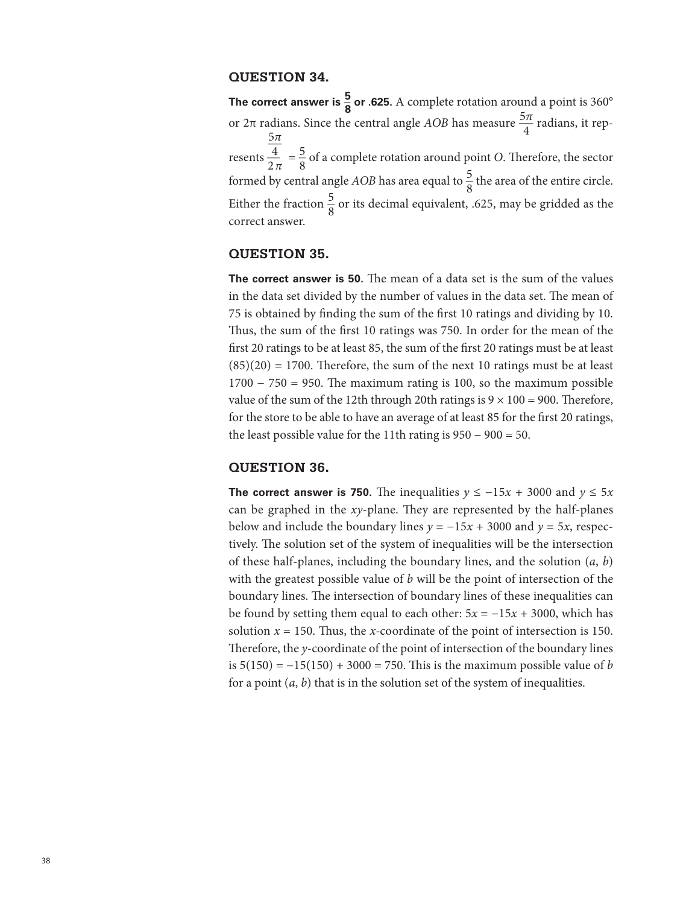### QUESTION 34.

**The correct answer is $\frac{5}{8}$ or .625.** A complete rotation around a point is 360° or 2π radians. Since the central angle *AOB* has measure $\frac{5\pi}{4}$ radians, it represents $\frac{\frac{5\pi}{4}}{2\pi} = \frac{5}{8}$ of a complete rotation around point *O*. Therefore, the sector formed by central angle *AOB* has area equal to $\frac{5}{8}$ the area of the entire circle. Either the fraction $\frac{5}{8}$ or its decimal equivalent, .625, may be gridded as the correct answer.

### QUESTION 35.

**The correct answer is 50.** The mean of a data set is the sum of the values in the data set divided by the number of values in the data set. The mean of 75 is obtained by finding the sum of the first 10 ratings and dividing by 10. Thus, the sum of the first 10 ratings was 750. In order for the mean of the first 20 ratings to be at least 85, the sum of the first 20 ratings must be at least $(85)(20) = 1700$. Therefore, the sum of the next 10 ratings must be at least $1700 - 750 = 950$. The maximum rating is 100, so the maximum possible value of the sum of the 12th through 20th ratings is $9 \times 100 = 900$. Therefore, for the store to be able to have an average of at least 85 for the first 20 ratings, the least possible value for the 11th rating is $950 - 900 = 50$.

### QUESTION 36.

**The correct answer is 750.** The inequalities $y \leq -15x + 3000$ and $y \leq 5x$ can be graphed in the *xy*-plane. They are represented by the half-planes below and include the boundary lines $y = -15x + 3000$ and $y = 5x$, respectively. The solution set of the system of inequalities will be the intersection of these half-planes, including the boundary lines, and the solution $(a, b)$ with the greatest possible value of $b$ will be the point of intersection of the boundary lines. The intersection of boundary lines of these inequalities can be found by setting them equal to each other: $5x = -15x + 3000$, which has solution $x = 150$. Thus, the *x*-coordinate of the point of intersection is 150. Therefore, the *y*-coordinate of the point of intersection of the boundary lines is $5(150) = -15(150) + 3000 = 750$. This is the maximum possible value of $b$ for a point $(a, b)$ that is in the solution set of the system of inequalities.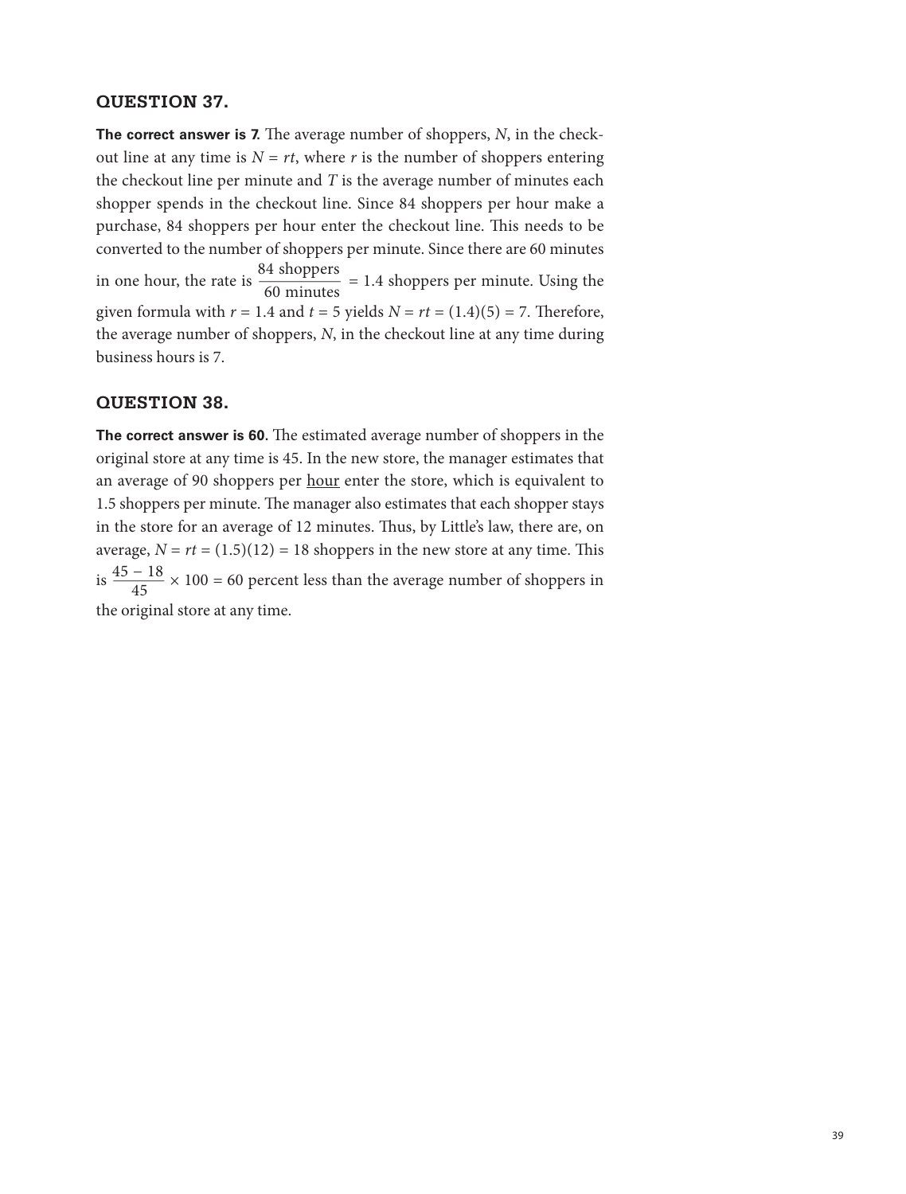## QUESTION 37.

**The correct answer is 7.** The average number of shoppers, $N$, in the checkout line at any time is $N = rt$, where $r$ is the number of shoppers entering the checkout line per minute and $T$ is the average number of minutes each shopper spends in the checkout line. Since 84 shoppers per hour make a purchase, 84 shoppers per hour enter the checkout line. This needs to be converted to the number of shoppers per minute. Since there are 60 minutes in one hour, the rate is $\frac{84 \text{ shoppers}}{60 \text{ minutes}} = 1.4$ shoppers per minute. Using the given formula with $r = 1.4$ and $t = 5$ yields $N = rt = (1.4)(5) = 7$. Therefore, the average number of shoppers, $N$, in the checkout line at any time during business hours is 7.

## QUESTION 38.

**The correct answer is 60.** The estimated average number of shoppers in the original store at any time is 45. In the new store, the manager estimates that an average of 90 shoppers per hour enter the store, which is equivalent to 1.5 shoppers per minute. The manager also estimates that each shopper stays in the store for an average of 12 minutes. Thus, by Little's law, there are, on average, $N = rt = (1.5)(12) = 18$ shoppers in the new store at any time. This is $\frac{45 - 18}{45} \times 100 = 60$ percent less than the average number of shoppers in the original store at any time.